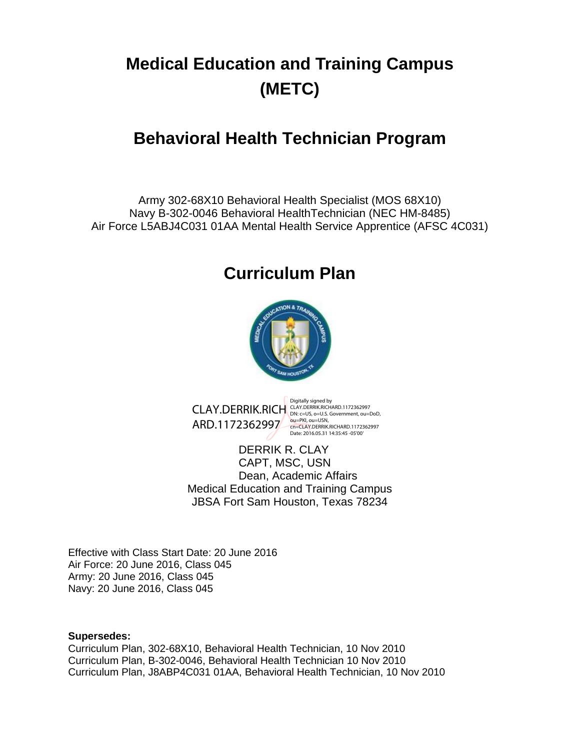# Medical Education and Training Campus (METC)

## Behavioral Health Technician Program

Army 302-68X10 Behavioral Health Specialist (MOS 68X10)
Navy B-302-0046 Behavioral HealthTechnician (NEC HM-8485)
Air Force L5ABJ4C031 01AA Mental Health Service Apprentice (AFSC 4C031)

## Curriculum Plan

CLAY.DERRIK.RICHARD.1172362997

Digitally signed by CLAY.DERRIK.RICHARD.1172362997
DN: c=US, o=U.S. Government, ou=DoD, ou=PKI, ou=USN, cn=CLAY.DERRIK.RICHARD.1172362997
Date: 2016.05.31 14:35:45 -05'00'

DERRIK R. CLAY
CAPT, MSC, USN
Dean, Academic Affairs
Medical Education and Training Campus
JBSA Fort Sam Houston, Texas 78234

Effective with Class Start Date: 20 June 2016
Air Force: 20 June 2016, Class 045
Army: 20 June 2016, Class 045
Navy: 20 June 2016, Class 045

**Supersedes:**
Curriculum Plan, 302-68X10, Behavioral Health Technician, 10 Nov 2010
Curriculum Plan, B-302-0046, Behavioral Health Technician 10 Nov 2010
Curriculum Plan, J8ABP4C031 01AA, Behavioral Health Technician, 10 Nov 2010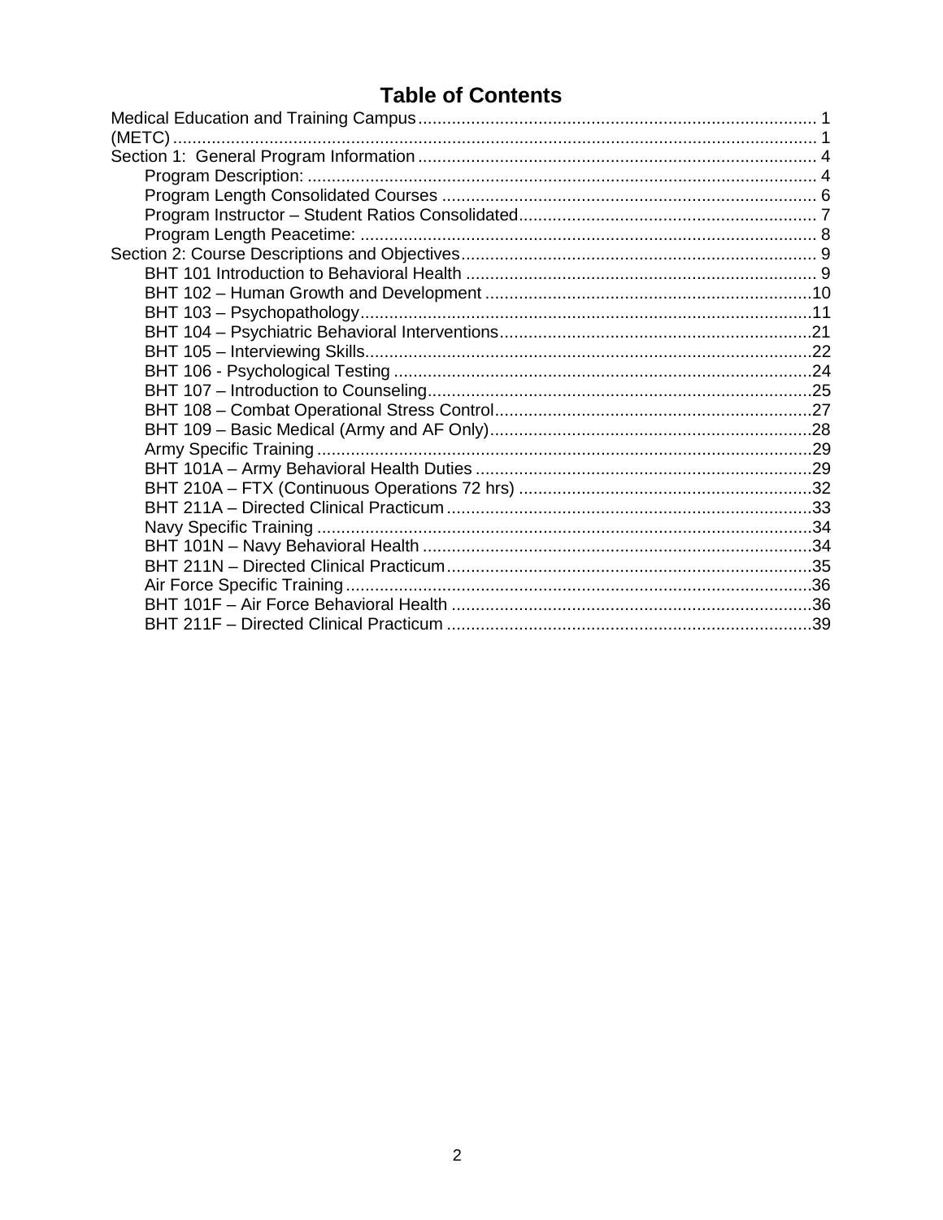# Table of Contents

Medical Education and Training Campus ........ 1
(METC) ........ 1
Section 1: General Program Information ........ 4
- Program Description: ........ 4
- Program Length Consolidated Courses ........ 6
- Program Instructor – Student Ratios Consolidated ........ 7
- Program Length Peacetime: ........ 8

Section 2: Course Descriptions and Objectives ........ 9
- BHT 101 Introduction to Behavioral Health ........ 9
- BHT 102 – Human Growth and Development ........ 10
- BHT 103 – Psychopathology ........ 11
- BHT 104 – Psychiatric Behavioral Interventions ........ 21
- BHT 105 – Interviewing Skills ........ 22
- BHT 106 - Psychological Testing ........ 24
- BHT 107 – Introduction to Counseling ........ 25
- BHT 108 – Combat Operational Stress Control ........ 27
- BHT 109 – Basic Medical (Army and AF Only) ........ 28
- Army Specific Training ........ 29
- BHT 101A – Army Behavioral Health Duties ........ 29
- BHT 210A – FTX (Continuous Operations 72 hrs) ........ 32
- BHT 211A – Directed Clinical Practicum ........ 33
- Navy Specific Training ........ 34
- BHT 101N – Navy Behavioral Health ........ 34
- BHT 211N – Directed Clinical Practicum ........ 35
- Air Force Specific Training ........ 36
- BHT 101F – Air Force Behavioral Health ........ 36
- BHT 211F – Directed Clinical Practicum ........ 39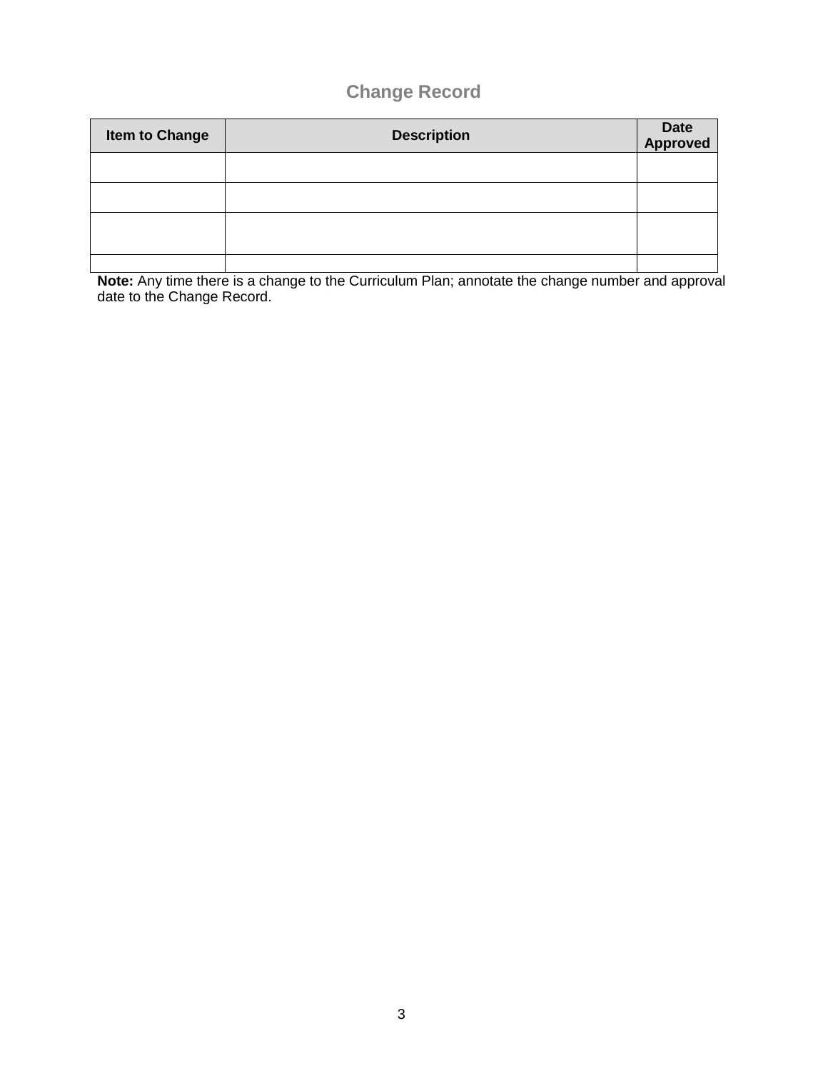## Change Record

| Item to Change | Description | Date Approved |
|---|---|---|
| | | |
| | | |
| | | |
| | | |

**Note:** Any time there is a change to the Curriculum Plan; annotate the change number and approval date to the Change Record.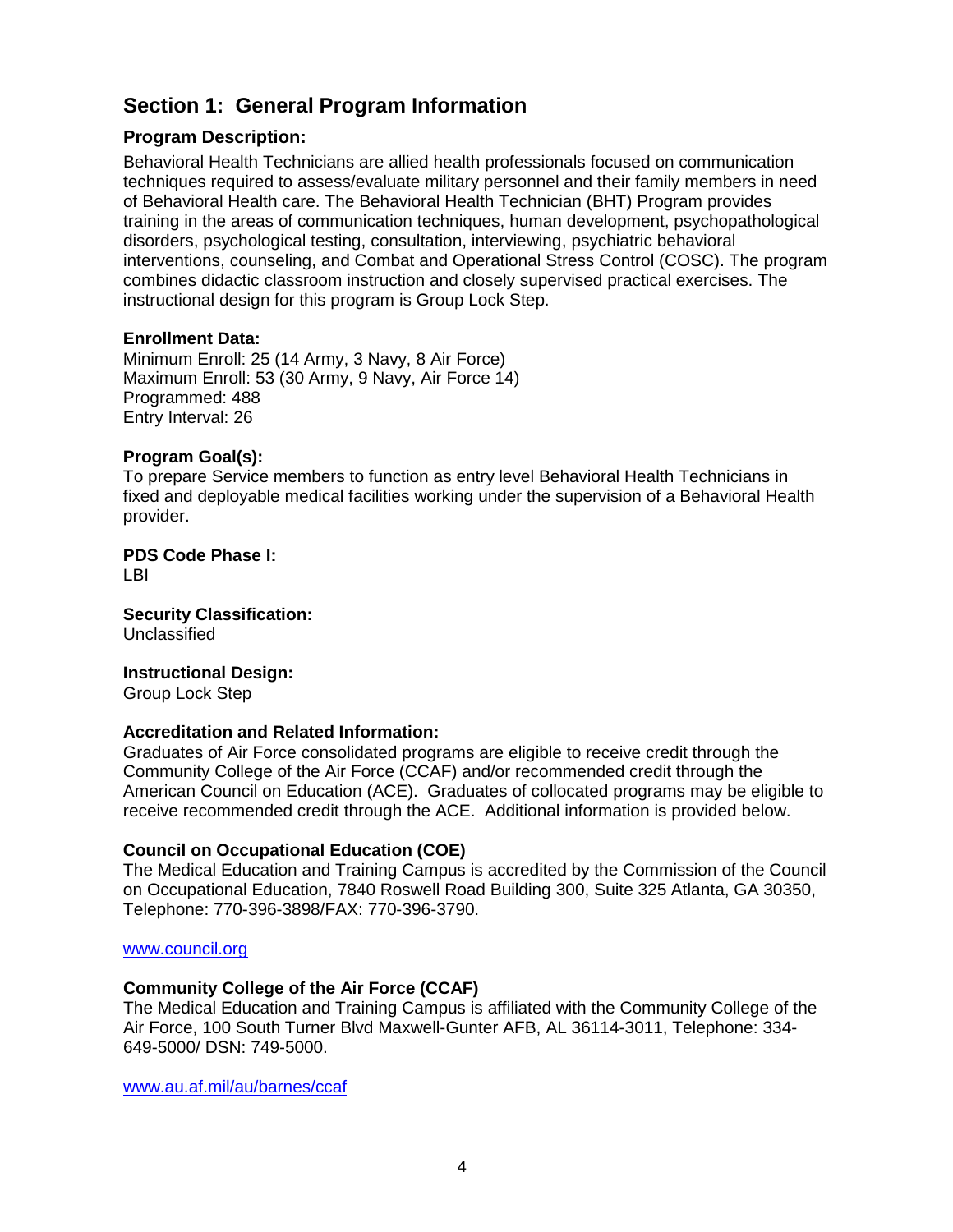## Section 1: General Program Information

### Program Description:

Behavioral Health Technicians are allied health professionals focused on communication techniques required to assess/evaluate military personnel and their family members in need of Behavioral Health care. The Behavioral Health Technician (BHT) Program provides training in the areas of communication techniques, human development, psychopathological disorders, psychological testing, consultation, interviewing, psychiatric behavioral interventions, counseling, and Combat and Operational Stress Control (COSC). The program combines didactic classroom instruction and closely supervised practical exercises. The instructional design for this program is Group Lock Step.

**Enrollment Data:**

Minimum Enroll: 25 (14 Army, 3 Navy, 8 Air Force)
Maximum Enroll: 53 (30 Army, 9 Navy, Air Force 14)
Programmed: 488
Entry Interval: 26

**Program Goal(s):**

To prepare Service members to function as entry level Behavioral Health Technicians in fixed and deployable medical facilities working under the supervision of a Behavioral Health provider.

**PDS Code Phase I:**

LBI

**Security Classification:**

Unclassified

**Instructional Design:**

Group Lock Step

**Accreditation and Related Information:**

Graduates of Air Force consolidated programs are eligible to receive credit through the Community College of the Air Force (CCAF) and/or recommended credit through the American Council on Education (ACE). Graduates of collocated programs may be eligible to receive recommended credit through the ACE. Additional information is provided below.

**Council on Occupational Education (COE)**

The Medical Education and Training Campus is accredited by the Commission of the Council on Occupational Education, 7840 Roswell Road Building 300, Suite 325 Atlanta, GA 30350, Telephone: 770-396-3898/FAX: 770-396-3790.

www.council.org

**Community College of the Air Force (CCAF)**

The Medical Education and Training Campus is affiliated with the Community College of the Air Force, 100 South Turner Blvd Maxwell-Gunter AFB, AL 36114-3011, Telephone: 334-649-5000/ DSN: 749-5000.

www.au.af.mil/au/barnes/ccaf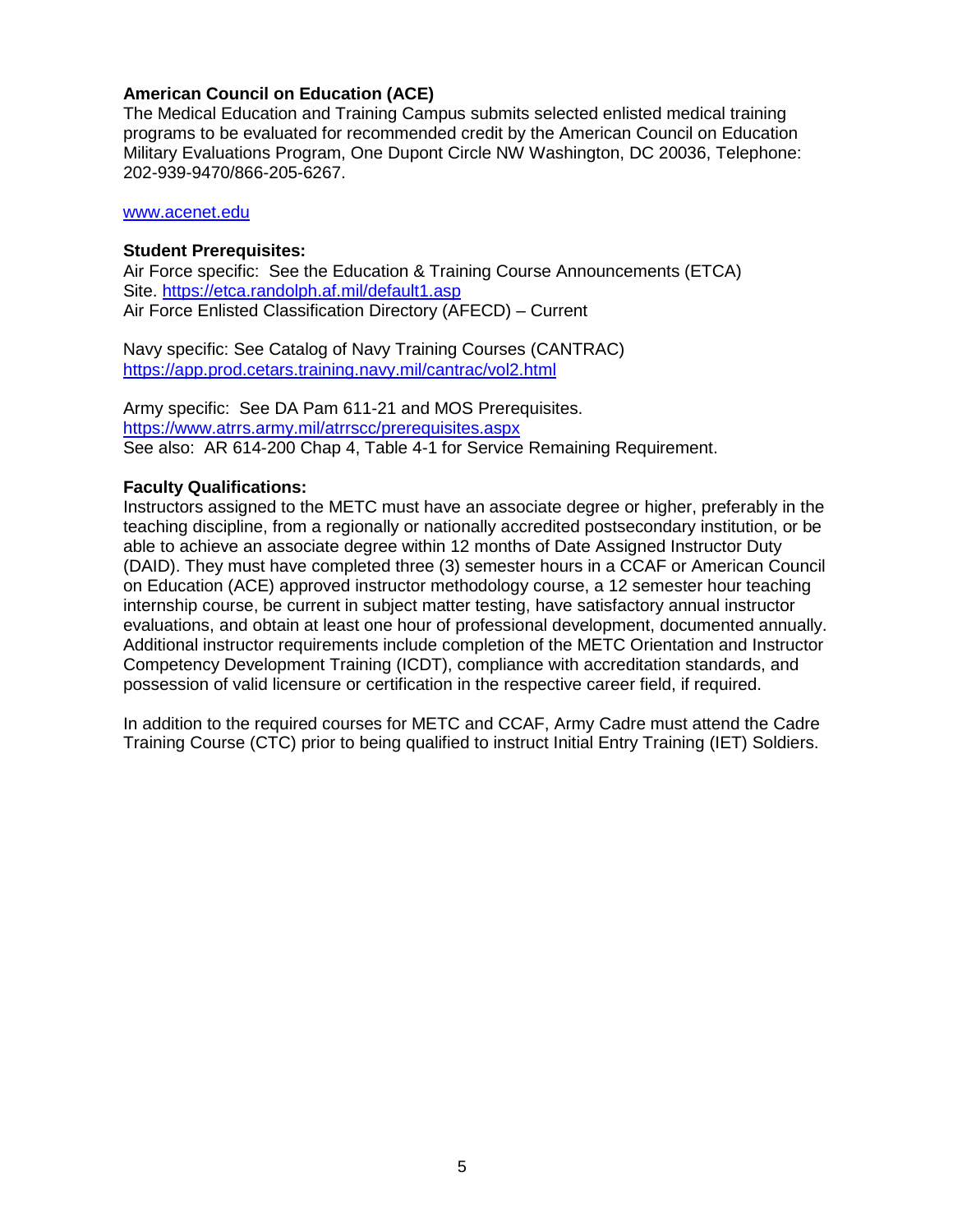**American Council on Education (ACE)**
The Medical Education and Training Campus submits selected enlisted medical training programs to be evaluated for recommended credit by the American Council on Education Military Evaluations Program, One Dupont Circle NW Washington, DC 20036, Telephone: 202-939-9470/866-205-6267.

www.acenet.edu

**Student Prerequisites:**
Air Force specific: See the Education & Training Course Announcements (ETCA) Site. https://etca.randolph.af.mil/default1.asp
Air Force Enlisted Classification Directory (AFECD) – Current

Navy specific: See Catalog of Navy Training Courses (CANTRAC)
https://app.prod.cetars.training.navy.mil/cantrac/vol2.html

Army specific: See DA Pam 611-21 and MOS Prerequisites.
https://www.atrrs.army.mil/atrrscc/prerequisites.aspx
See also: AR 614-200 Chap 4, Table 4-1 for Service Remaining Requirement.

**Faculty Qualifications:**
Instructors assigned to the METC must have an associate degree or higher, preferably in the teaching discipline, from a regionally or nationally accredited postsecondary institution, or be able to achieve an associate degree within 12 months of Date Assigned Instructor Duty (DAID). They must have completed three (3) semester hours in a CCAF or American Council on Education (ACE) approved instructor methodology course, a 12 semester hour teaching internship course, be current in subject matter testing, have satisfactory annual instructor evaluations, and obtain at least one hour of professional development, documented annually. Additional instructor requirements include completion of the METC Orientation and Instructor Competency Development Training (ICDT), compliance with accreditation standards, and possession of valid licensure or certification in the respective career field, if required.

In addition to the required courses for METC and CCAF, Army Cadre must attend the Cadre Training Course (CTC) prior to being qualified to instruct Initial Entry Training (IET) Soldiers.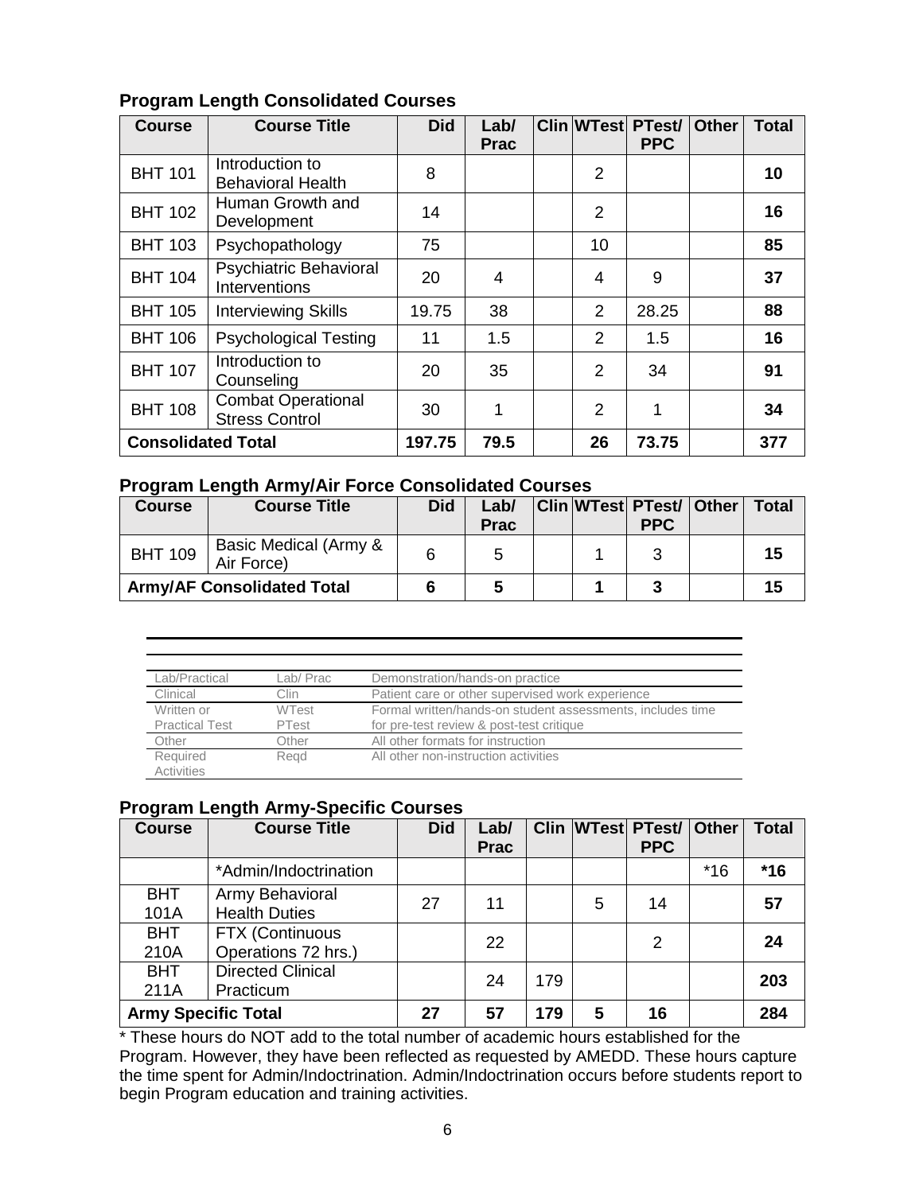**Program Length Consolidated Courses**

| Course | Course Title | Did | Lab/ Prac | Clin | WTest | PTest/ PPC | Other | Total |
|---|---|---|---|---|---|---|---|---|
| BHT 101 | Introduction to Behavioral Health | 8 | | | 2 | | | **10** |
| BHT 102 | Human Growth and Development | 14 | | | 2 | | | **16** |
| BHT 103 | Psychopathology | 75 | | | 10 | | | **85** |
| BHT 104 | Psychiatric Behavioral Interventions | 20 | 4 | | 4 | 9 | | **37** |
| BHT 105 | Interviewing Skills | 19.75 | 38 | | 2 | 28.25 | | **88** |
| BHT 106 | Psychological Testing | 11 | 1.5 | | 2 | 1.5 | | **16** |
| BHT 107 | Introduction to Counseling | 20 | 35 | | 2 | 34 | | **91** |
| BHT 108 | Combat Operational Stress Control | 30 | 1 | | 2 | 1 | | **34** |
| **Consolidated Total** | | **197.75** | **79.5** | | **26** | **73.75** | | **377** |

**Program Length Army/Air Force Consolidated Courses**

| Course | Course Title | Did | Lab/ Prac | Clin | WTest | PTest/ PPC | Other | Total |
|---|---|---|---|---|---|---|---|---|
| BHT 109 | Basic Medical (Army & Air Force) | 6 | 5 | | 1 | 3 | | **15** |
| **Army/AF Consolidated Total** | | **6** | **5** | | **1** | **3** | | **15** |

| | | |
|---|---|---|
| Lab/Practical | Lab/ Prac | Demonstration/hands-on practice |
| Clinical | Clin | Patient care or other supervised work experience |
| Written or Practical Test | WTest PTest | Formal written/hands-on student assessments, includes time for pre-test review & post-test critique |
| Other | Other | All other formats for instruction |
| Required Activities | Reqd | All other non-instruction activities |

**Program Length Army-Specific Courses**

| Course | Course Title | Did | Lab/ Prac | Clin | WTest | PTest/ PPC | Other | Total |
|---|---|---|---|---|---|---|---|---|
| | *Admin/Indoctrination | | | | | | *16 | ***16** |
| BHT 101A | Army Behavioral Health Duties | 27 | 11 | | 5 | 14 | | **57** |
| BHT 210A | FTX (Continuous Operations 72 hrs.) | | 22 | | | 2 | | **24** |
| BHT 211A | Directed Clinical Practicum | | 24 | 179 | | | | **203** |
| **Army Specific Total** | | **27** | **57** | **179** | **5** | **16** | | **284** |

* These hours do NOT add to the total number of academic hours established for the Program. However, they have been reflected as requested by AMEDD. These hours capture the time spent for Admin/Indoctrination. Admin/Indoctrination occurs before students report to begin Program education and training activities.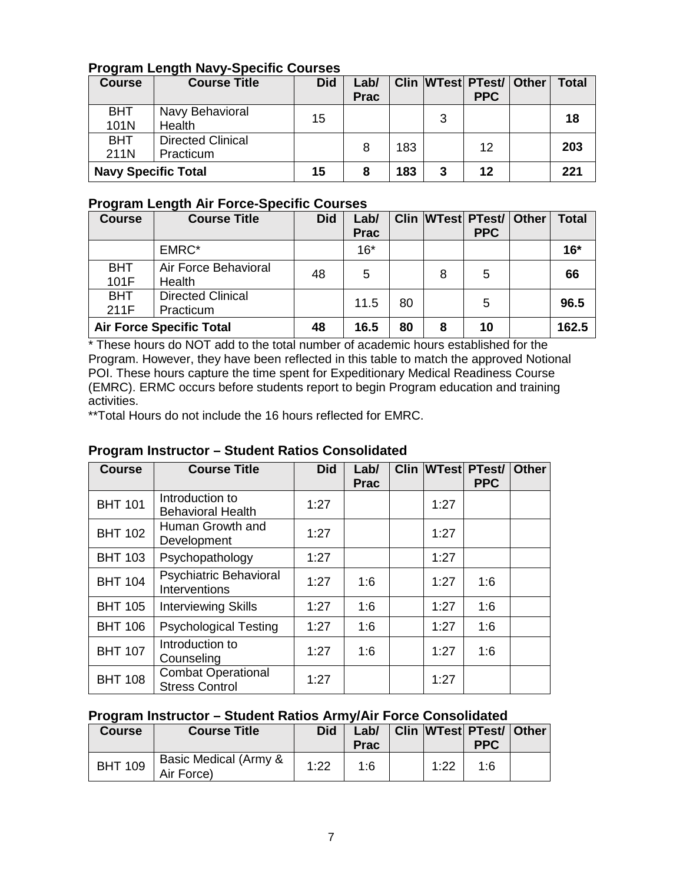### Program Length Navy-Specific Courses

| Course | Course Title | Did | Lab/ Prac | Clin | WTest | PTest/ PPC | Other | Total |
|---|---|---|---|---|---|---|---|---|
| BHT 101N | Navy Behavioral Health | 15 | | | 3 | | | **18** |
| BHT 211N | Directed Clinical Practicum | | 8 | 183 | | 12 | | **203** |
| **Navy Specific Total** | | **15** | **8** | **183** | **3** | **12** | | **221** |

### Program Length Air Force-Specific Courses

| Course | Course Title | Did | Lab/ Prac | Clin | WTest | PTest/ PPC | Other | Total |
|---|---|---|---|---|---|---|---|---|
| | EMRC* | | 16* | | | | | **16*** |
| BHT 101F | Air Force Behavioral Health | 48 | 5 | | 8 | 5 | | **66** |
| BHT 211F | Directed Clinical Practicum | | 11.5 | 80 | | 5 | | **96.5** |
| **Air Force Specific Total** | | **48** | **16.5** | **80** | **8** | **10** | | **162.5** |

* These hours do NOT add to the total number of academic hours established for the Program. However, they have been reflected in this table to match the approved Notional POI. These hours capture the time spent for Expeditionary Medical Readiness Course (EMRC). ERMC occurs before students report to begin Program education and training activities.

**Total Hours do not include the 16 hours reflected for EMRC.

### Program Instructor – Student Ratios Consolidated

| Course | Course Title | Did | Lab/ Prac | Clin | WTest | PTest/ PPC | Other |
|---|---|---|---|---|---|---|---|
| BHT 101 | Introduction to Behavioral Health | 1:27 | | | 1:27 | | |
| BHT 102 | Human Growth and Development | 1:27 | | | 1:27 | | |
| BHT 103 | Psychopathology | 1:27 | | | 1:27 | | |
| BHT 104 | Psychiatric Behavioral Interventions | 1:27 | 1:6 | | 1:27 | 1:6 | |
| BHT 105 | Interviewing Skills | 1:27 | 1:6 | | 1:27 | 1:6 | |
| BHT 106 | Psychological Testing | 1:27 | 1:6 | | 1:27 | 1:6 | |
| BHT 107 | Introduction to Counseling | 1:27 | 1:6 | | 1:27 | 1:6 | |
| BHT 108 | Combat Operational Stress Control | 1:27 | | | 1:27 | | |

### Program Instructor – Student Ratios Army/Air Force Consolidated

| Course | Course Title | Did | Lab/ Prac | Clin | WTest | PTest/ PPC | Other |
|---|---|---|---|---|---|---|---|
| BHT 109 | Basic Medical (Army & Air Force) | 1:22 | 1:6 | | 1:22 | 1:6 | |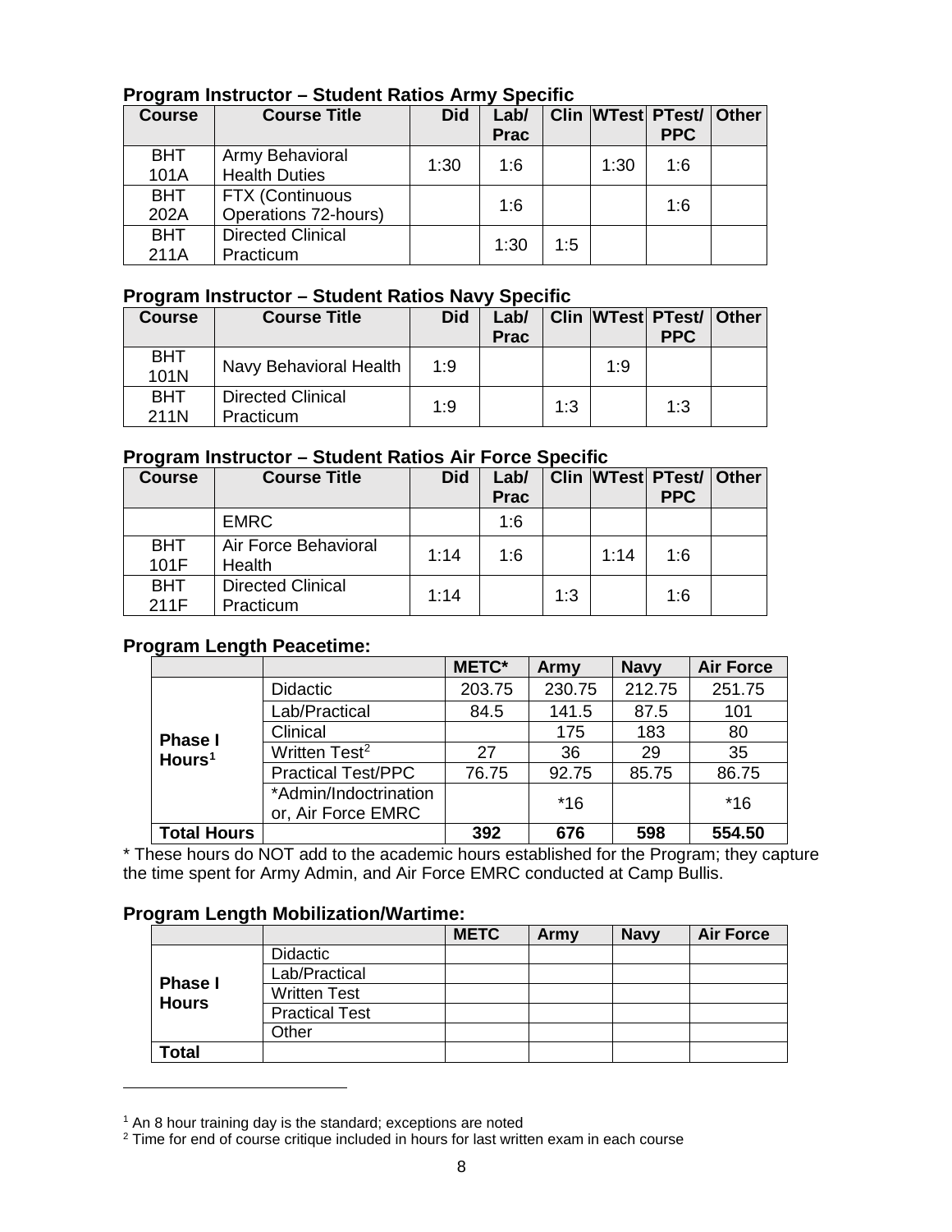**Program Instructor – Student Ratios Army Specific**

| Course | Course Title | Did | Lab/ Prac | Clin | WTest | PTest/ PPC | Other |
|---|---|---|---|---|---|---|---|
| BHT 101A | Army Behavioral Health Duties | 1:30 | 1:6 | | 1:30 | 1:6 | |
| BHT 202A | FTX (Continuous Operations 72-hours) | | 1:6 | | | 1:6 | |
| BHT 211A | Directed Clinical Practicum | | 1:30 | 1:5 | | | |

**Program Instructor – Student Ratios Navy Specific**

| Course | Course Title | Did | Lab/ Prac | Clin | WTest | PTest/ PPC | Other |
|---|---|---|---|---|---|---|---|
| BHT 101N | Navy Behavioral Health | 1:9 | | | 1:9 | | |
| BHT 211N | Directed Clinical Practicum | 1:9 | | 1:3 | | 1:3 | |

**Program Instructor – Student Ratios Air Force Specific**

| Course | Course Title | Did | Lab/ Prac | Clin | WTest | PTest/ PPC | Other |
|---|---|---|---|---|---|---|---|
| | EMRC | | 1:6 | | | | |
| BHT 101F | Air Force Behavioral Health | 1:14 | 1:6 | | 1:14 | 1:6 | |
| BHT 211F | Directed Clinical Practicum | 1:14 | | 1:3 | | 1:6 | |

**Program Length Peacetime:**

| | | METC* | Army | Navy | Air Force |
|---|---|---|---|---|---|
| Phase I Hours[1] | Didactic | 203.75 | 230.75 | 212.75 | 251.75 |
| | Lab/Practical | 84.5 | 141.5 | 87.5 | 101 |
| | Clinical | | 175 | 183 | 80 |
| | Written Test[2] | 27 | 36 | 29 | 35 |
| | Practical Test/PPC | 76.75 | 92.75 | 85.75 | 86.75 |
| | *Admin/Indoctrination or, Air Force EMRC | | *16 | | *16 |
| **Total Hours** | | **392** | **676** | **598** | **554.50** |

* These hours do NOT add to the academic hours established for the Program; they capture the time spent for Army Admin, and Air Force EMRC conducted at Camp Bullis.

**Program Length Mobilization/Wartime:**

| | | METC | Army | Navy | Air Force |
|---|---|---|---|---|---|
| Phase I Hours | Didactic | | | | |
| | Lab/Practical | | | | |
| | Written Test | | | | |
| | Practical Test | | | | |
| | Other | | | | |
| **Total** | | | | | |

[1] An 8 hour training day is the standard; exceptions are noted

[2] Time for end of course critique included in hours for last written exam in each course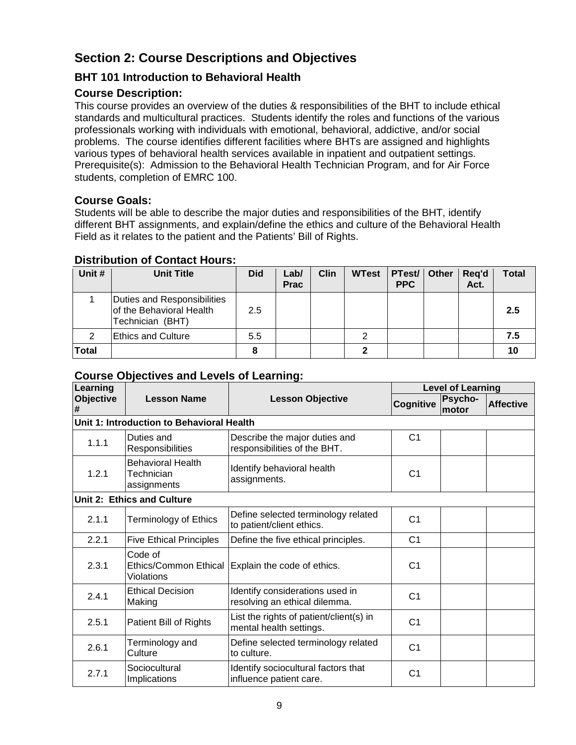## Section 2: Course Descriptions and Objectives

### BHT 101 Introduction to Behavioral Health

### Course Description:

This course provides an overview of the duties & responsibilities of the BHT to include ethical standards and multicultural practices. Students identify the roles and functions of the various professionals working with individuals with emotional, behavioral, addictive, and/or social problems. The course identifies different facilities where BHTs are assigned and highlights various types of behavioral health services available in inpatient and outpatient settings. Prerequisite(s): Admission to the Behavioral Health Technician Program, and for Air Force students, completion of EMRC 100.

### Course Goals:

Students will be able to describe the major duties and responsibilities of the BHT, identify different BHT assignments, and explain/define the ethics and culture of the Behavioral Health Field as it relates to the patient and the Patients' Bill of Rights.

### Distribution of Contact Hours:

| Unit # | Unit Title | Did | Lab/ Prac | Clin | WTest | PTest/ PPC | Other | Req'd Act. | Total |
|---|---|---|---|---|---|---|---|---|---|
| 1 | Duties and Responsibilities of the Behavioral Health Technician (BHT) | 2.5 | | | | | | | **2.5** |
| 2 | Ethics and Culture | 5.5 | | | 2 | | | | **7.5** |
| **Total** | | **8** | | | **2** | | | | **10** |

### Course Objectives and Levels of Learning:

| Learning Objective # | Lesson Name | Lesson Objective | Level of Learning | | |
|---|---|---|---|---|---|
| | | | Cognitive | Psycho-motor | Affective |
| **Unit 1: Introduction to Behavioral Health** | | | | | |
| 1.1.1 | Duties and Responsibilities | Describe the major duties and responsibilities of the BHT. | C1 | | |
| 1.2.1 | Behavioral Health Technician assignments | Identify behavioral health assignments. | C1 | | |
| **Unit 2: Ethics and Culture** | | | | | |
| 2.1.1 | Terminology of Ethics | Define selected terminology related to patient/client ethics. | C1 | | |
| 2.2.1 | Five Ethical Principles | Define the five ethical principles. | C1 | | |
| 2.3.1 | Code of Ethics/Common Ethical Violations | Explain the code of ethics. | C1 | | |
| 2.4.1 | Ethical Decision Making | Identify considerations used in resolving an ethical dilemma. | C1 | | |
| 2.5.1 | Patient Bill of Rights | List the rights of patient/client(s) in mental health settings. | C1 | | |
| 2.6.1 | Terminology and Culture | Define selected terminology related to culture. | C1 | | |
| 2.7.1 | Sociocultural Implications | Identify sociocultural factors that influence patient care. | C1 | | |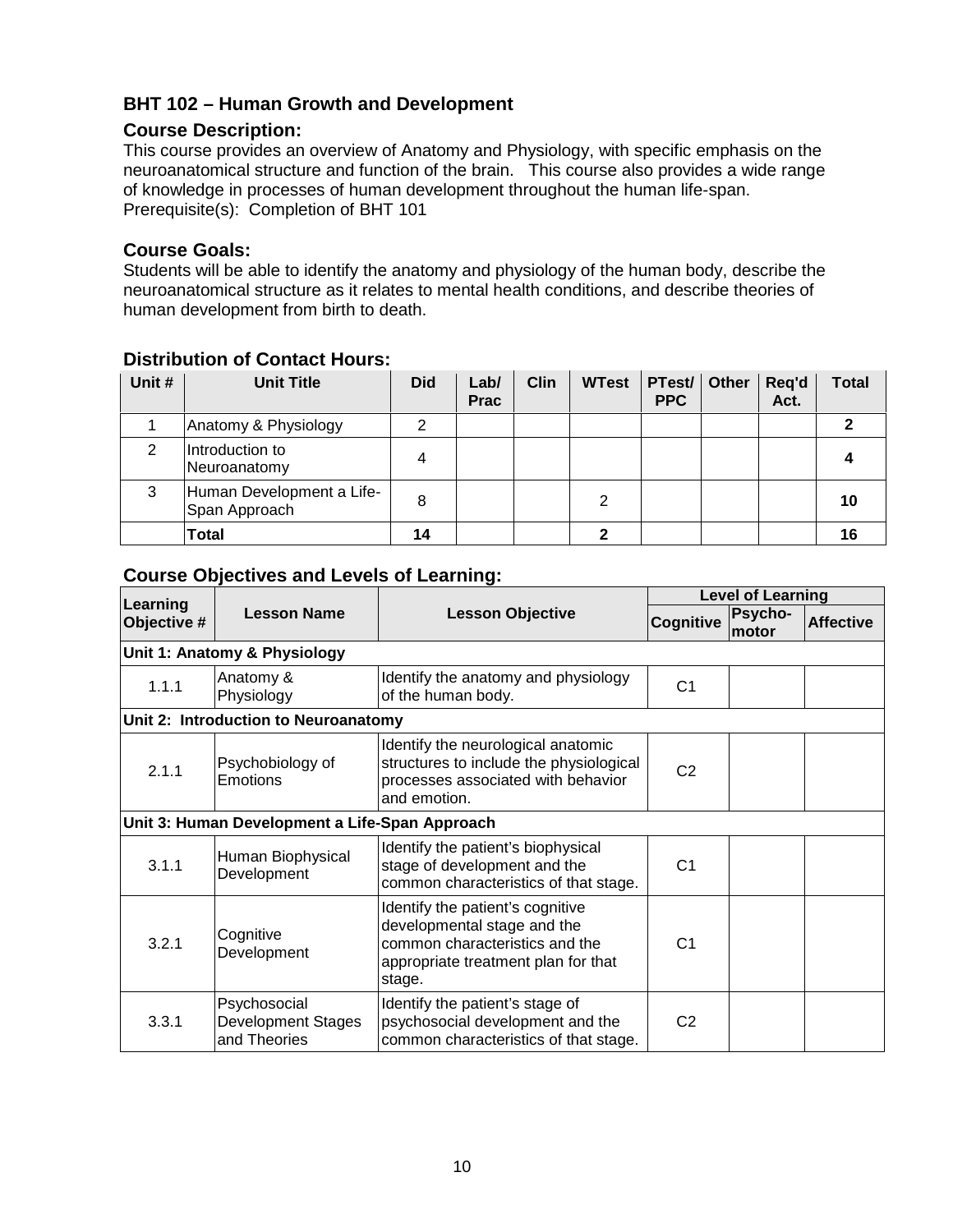## BHT 102 – Human Growth and Development

### Course Description:

This course provides an overview of Anatomy and Physiology, with specific emphasis on the neuroanatomical structure and function of the brain. This course also provides a wide range of knowledge in processes of human development throughout the human life-span.
Prerequisite(s): Completion of BHT 101

### Course Goals:

Students will be able to identify the anatomy and physiology of the human body, describe the neuroanatomical structure as it relates to mental health conditions, and describe theories of human development from birth to death.

### Distribution of Contact Hours:

| Unit # | Unit Title | Did | Lab/ Prac | Clin | WTest | PTest/ PPC | Other | Req'd Act. | Total |
|---|---|---|---|---|---|---|---|---|---|
| 1 | Anatomy & Physiology | 2 | | | | | | | **2** |
| 2 | Introduction to Neuroanatomy | 4 | | | | | | | **4** |
| 3 | Human Development a Life-Span Approach | 8 | | | 2 | | | | **10** |
| | **Total** | **14** | | | **2** | | | | **16** |

### Course Objectives and Levels of Learning:

| Learning Objective # | Lesson Name | Lesson Objective | Level of Learning | | |
|---|---|---|---|---|---|
| | | | Cognitive | Psycho-motor | Affective |
| **Unit 1: Anatomy & Physiology** | | | | | |
| 1.1.1 | Anatomy & Physiology | Identify the anatomy and physiology of the human body. | C1 | | |
| **Unit 2: Introduction to Neuroanatomy** | | | | | |
| 2.1.1 | Psychobiology of Emotions | Identify the neurological anatomic structures to include the physiological processes associated with behavior and emotion. | C2 | | |
| **Unit 3: Human Development a Life-Span Approach** | | | | | |
| 3.1.1 | Human Biophysical Development | Identify the patient's biophysical stage of development and the common characteristics of that stage. | C1 | | |
| 3.2.1 | Cognitive Development | Identify the patient's cognitive developmental stage and the common characteristics and the appropriate treatment plan for that stage. | C1 | | |
| 3.3.1 | Psychosocial Development Stages and Theories | Identify the patient's stage of psychosocial development and the common characteristics of that stage. | C2 | | |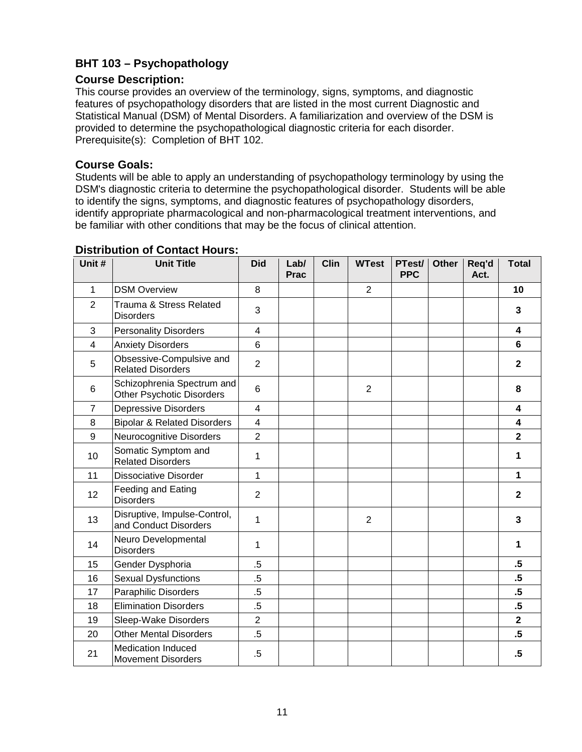## BHT 103 – Psychopathology

### Course Description:

This course provides an overview of the terminology, signs, symptoms, and diagnostic features of psychopathology disorders that are listed in the most current Diagnostic and Statistical Manual (DSM) of Mental Disorders. A familiarization and overview of the DSM is provided to determine the psychopathological diagnostic criteria for each disorder. Prerequisite(s): Completion of BHT 102.

### Course Goals:

Students will be able to apply an understanding of psychopathology terminology by using the DSM's diagnostic criteria to determine the psychopathological disorder. Students will be able to identify the signs, symptoms, and diagnostic features of psychopathology disorders, identify appropriate pharmacological and non-pharmacological treatment interventions, and be familiar with other conditions that may be the focus of clinical attention.

### Distribution of Contact Hours:

| Unit # | Unit Title | Did | Lab/ Prac | Clin | WTest | PTest/ PPC | Other | Req'd Act. | Total |
|---|---|---|---|---|---|---|---|---|---|
| 1 | DSM Overview | 8 | | | 2 | | | | **10** |
| 2 | Trauma & Stress Related Disorders | 3 | | | | | | | **3** |
| 3 | Personality Disorders | 4 | | | | | | | **4** |
| 4 | Anxiety Disorders | 6 | | | | | | | **6** |
| 5 | Obsessive-Compulsive and Related Disorders | 2 | | | | | | | **2** |
| 6 | Schizophrenia Spectrum and Other Psychotic Disorders | 6 | | | 2 | | | | **8** |
| 7 | Depressive Disorders | 4 | | | | | | | **4** |
| 8 | Bipolar & Related Disorders | 4 | | | | | | | **4** |
| 9 | Neurocognitive Disorders | 2 | | | | | | | **2** |
| 10 | Somatic Symptom and Related Disorders | 1 | | | | | | | **1** |
| 11 | Dissociative Disorder | 1 | | | | | | | **1** |
| 12 | Feeding and Eating Disorders | 2 | | | | | | | **2** |
| 13 | Disruptive, Impulse-Control, and Conduct Disorders | 1 | | | 2 | | | | **3** |
| 14 | Neuro Developmental Disorders | 1 | | | | | | | **1** |
| 15 | Gender Dysphoria | .5 | | | | | | | **.5** |
| 16 | Sexual Dysfunctions | .5 | | | | | | | **.5** |
| 17 | Paraphilic Disorders | .5 | | | | | | | **.5** |
| 18 | Elimination Disorders | .5 | | | | | | | **.5** |
| 19 | Sleep-Wake Disorders | 2 | | | | | | | **2** |
| 20 | Other Mental Disorders | .5 | | | | | | | **.5** |
| 21 | Medication Induced Movement Disorders | .5 | | | | | | | **.5** |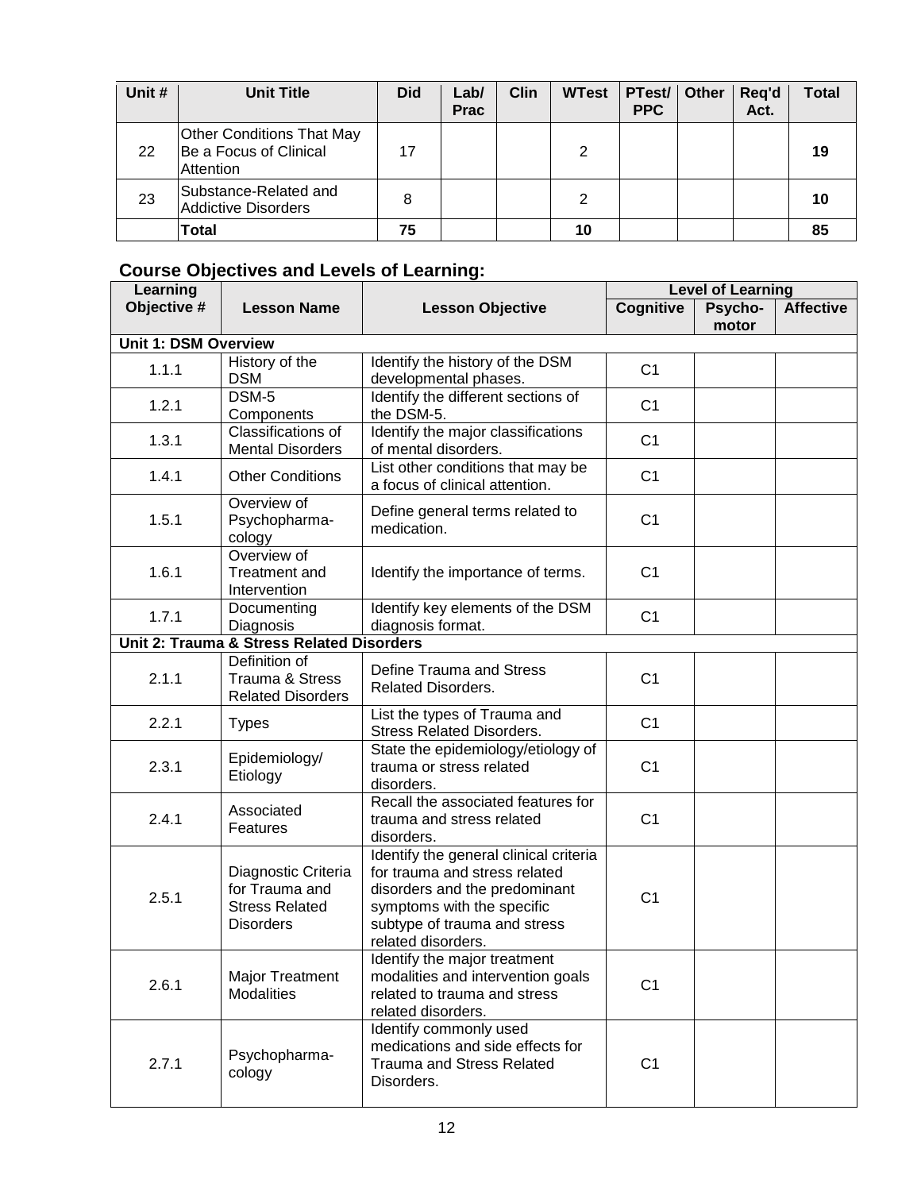| Unit # | Unit Title | Did | Lab/ Prac | Clin | WTest | PTest/ PPC | Other | Req'd Act. | Total |
|---|---|---|---|---|---|---|---|---|---|
| 22 | Other Conditions That May Be a Focus of Clinical Attention | 17 | | | 2 | | | | **19** |
| 23 | Substance-Related and Addictive Disorders | 8 | | | 2 | | | | **10** |
| | **Total** | **75** | | | **10** | | | | **85** |

## Course Objectives and Levels of Learning:

| Learning Objective # | Lesson Name | Lesson Objective | Level of Learning | | |
|---|---|---|---|---|---|
| | | | **Cognitive** | **Psycho-motor** | **Affective** |
| **Unit 1: DSM Overview** | | | | | |
| 1.1.1 | History of the DSM | Identify the history of the DSM developmental phases. | C1 | | |
| 1.2.1 | DSM-5 Components | Identify the different sections of the DSM-5. | C1 | | |
| 1.3.1 | Classifications of Mental Disorders | Identify the major classifications of mental disorders. | C1 | | |
| 1.4.1 | Other Conditions | List other conditions that may be a focus of clinical attention. | C1 | | |
| 1.5.1 | Overview of Psychopharma-cology | Define general terms related to medication. | C1 | | |
| 1.6.1 | Overview of Treatment and Intervention | Identify the importance of terms. | C1 | | |
| 1.7.1 | Documenting Diagnosis | Identify key elements of the DSM diagnosis format. | C1 | | |
| **Unit 2: Trauma & Stress Related Disorders** | | | | | |
| 2.1.1 | Definition of Trauma & Stress Related Disorders | Define Trauma and Stress Related Disorders. | C1 | | |
| 2.2.1 | Types | List the types of Trauma and Stress Related Disorders. | C1 | | |
| 2.3.1 | Epidemiology/ Etiology | State the epidemiology/etiology of trauma or stress related disorders. | C1 | | |
| 2.4.1 | Associated Features | Recall the associated features for trauma and stress related disorders. | C1 | | |
| 2.5.1 | Diagnostic Criteria for Trauma and Stress Related Disorders | Identify the general clinical criteria for trauma and stress related disorders and the predominant symptoms with the specific subtype of trauma and stress related disorders. | C1 | | |
| 2.6.1 | Major Treatment Modalities | Identify the major treatment modalities and intervention goals related to trauma and stress related disorders. | C1 | | |
| 2.7.1 | Psychopharma-cology | Identify commonly used medications and side effects for Trauma and Stress Related Disorders. | C1 | | |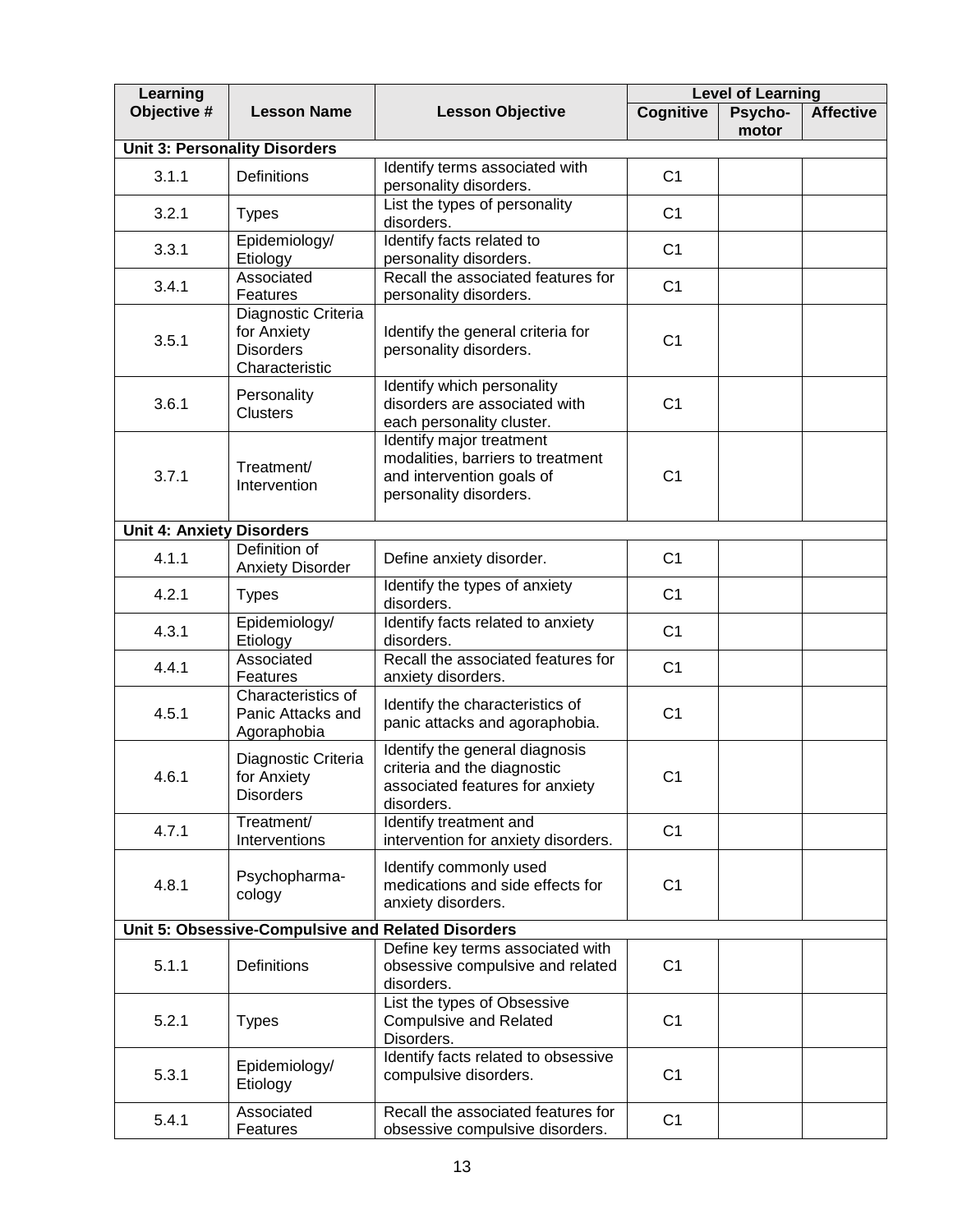| Learning Objective # | Lesson Name | Lesson Objective | Level of Learning | | |
|---|---|---|---|---|---|
| | | | Cognitive | Psycho-motor | Affective |
| **Unit 3: Personality Disorders** | | | | | |
| 3.1.1 | Definitions | Identify terms associated with personality disorders. | C1 | | |
| 3.2.1 | Types | List the types of personality disorders. | C1 | | |
| 3.3.1 | Epidemiology/ Etiology | Identify facts related to personality disorders. | C1 | | |
| 3.4.1 | Associated Features | Recall the associated features for personality disorders. | C1 | | |
| 3.5.1 | Diagnostic Criteria for Anxiety Disorders Characteristic | Identify the general criteria for personality disorders. | C1 | | |
| 3.6.1 | Personality Clusters | Identify which personality disorders are associated with each personality cluster. | C1 | | |
| 3.7.1 | Treatment/ Intervention | Identify major treatment modalities, barriers to treatment and intervention goals of personality disorders. | C1 | | |
| **Unit 4: Anxiety Disorders** | | | | | |
| 4.1.1 | Definition of Anxiety Disorder | Define anxiety disorder. | C1 | | |
| 4.2.1 | Types | Identify the types of anxiety disorders. | C1 | | |
| 4.3.1 | Epidemiology/ Etiology | Identify facts related to anxiety disorders. | C1 | | |
| 4.4.1 | Associated Features | Recall the associated features for anxiety disorders. | C1 | | |
| 4.5.1 | Characteristics of Panic Attacks and Agoraphobia | Identify the characteristics of panic attacks and agoraphobia. | C1 | | |
| 4.6.1 | Diagnostic Criteria for Anxiety Disorders | Identify the general diagnosis criteria and the diagnostic associated features for anxiety disorders. | C1 | | |
| 4.7.1 | Treatment/ Interventions | Identify treatment and intervention for anxiety disorders. | C1 | | |
| 4.8.1 | Psychopharma-cology | Identify commonly used medications and side effects for anxiety disorders. | C1 | | |
| **Unit 5: Obsessive-Compulsive and Related Disorders** | | | | | |
| 5.1.1 | Definitions | Define key terms associated with obsessive compulsive and related disorders. | C1 | | |
| 5.2.1 | Types | List the types of Obsessive Compulsive and Related Disorders. | C1 | | |
| 5.3.1 | Epidemiology/ Etiology | Identify facts related to obsessive compulsive disorders. | C1 | | |
| 5.4.1 | Associated Features | Recall the associated features for obsessive compulsive disorders. | C1 | | |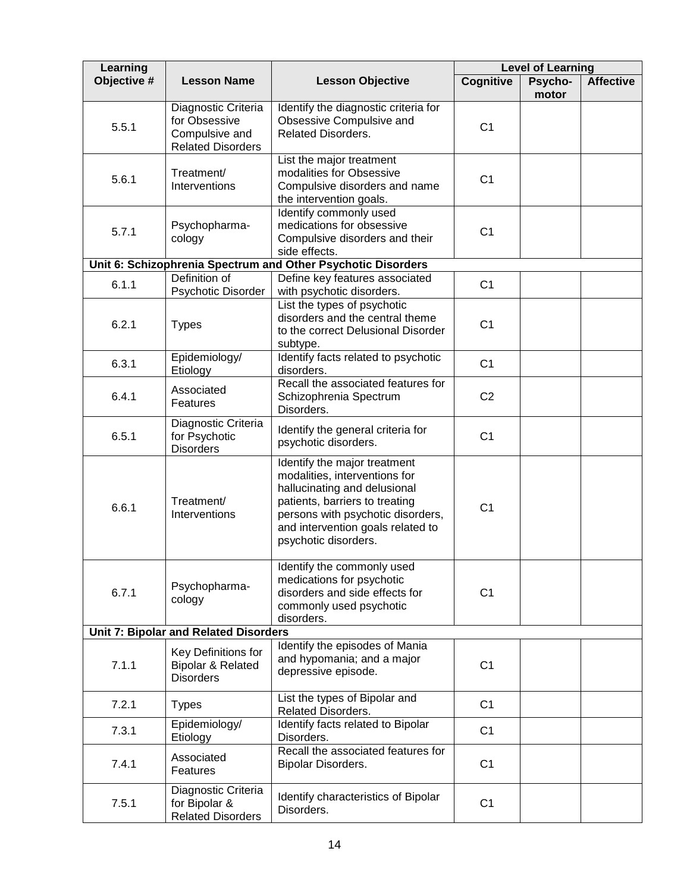| Learning Objective # | Lesson Name | Lesson Objective | Level of Learning | | |
|---|---|---|---|---|---|
| | | | Cognitive | Psycho-motor | Affective |
| 5.5.1 | Diagnostic Criteria for Obsessive Compulsive and Related Disorders | Identify the diagnostic criteria for Obsessive Compulsive and Related Disorders. | C1 | | |
| 5.6.1 | Treatment/ Interventions | List the major treatment modalities for Obsessive Compulsive disorders and name the intervention goals. | C1 | | |
| 5.7.1 | Psychopharma-cology | Identify commonly used medications for obsessive Compulsive disorders and their side effects. | C1 | | |
| **Unit 6: Schizophrenia Spectrum and Other Psychotic Disorders** | | | | | |
| 6.1.1 | Definition of Psychotic Disorder | Define key features associated with psychotic disorders. | C1 | | |
| 6.2.1 | Types | List the types of psychotic disorders and the central theme to the correct Delusional Disorder subtype. | C1 | | |
| 6.3.1 | Epidemiology/ Etiology | Identify facts related to psychotic disorders. | C1 | | |
| 6.4.1 | Associated Features | Recall the associated features for Schizophrenia Spectrum Disorders. | C2 | | |
| 6.5.1 | Diagnostic Criteria for Psychotic Disorders | Identify the general criteria for psychotic disorders. | C1 | | |
| 6.6.1 | Treatment/ Interventions | Identify the major treatment modalities, interventions for hallucinating and delusional patients, barriers to treating persons with psychotic disorders, and intervention goals related to psychotic disorders. | C1 | | |
| 6.7.1 | Psychopharma-cology | Identify the commonly used medications for psychotic disorders and side effects for commonly used psychotic disorders. | C1 | | |
| **Unit 7: Bipolar and Related Disorders** | | | | | |
| 7.1.1 | Key Definitions for Bipolar & Related Disorders | Identify the episodes of Mania and hypomania; and a major depressive episode. | C1 | | |
| 7.2.1 | Types | List the types of Bipolar and Related Disorders. | C1 | | |
| 7.3.1 | Epidemiology/ Etiology | Identify facts related to Bipolar Disorders. | C1 | | |
| 7.4.1 | Associated Features | Recall the associated features for Bipolar Disorders. | C1 | | |
| 7.5.1 | Diagnostic Criteria for Bipolar & Related Disorders | Identify characteristics of Bipolar Disorders. | C1 | | |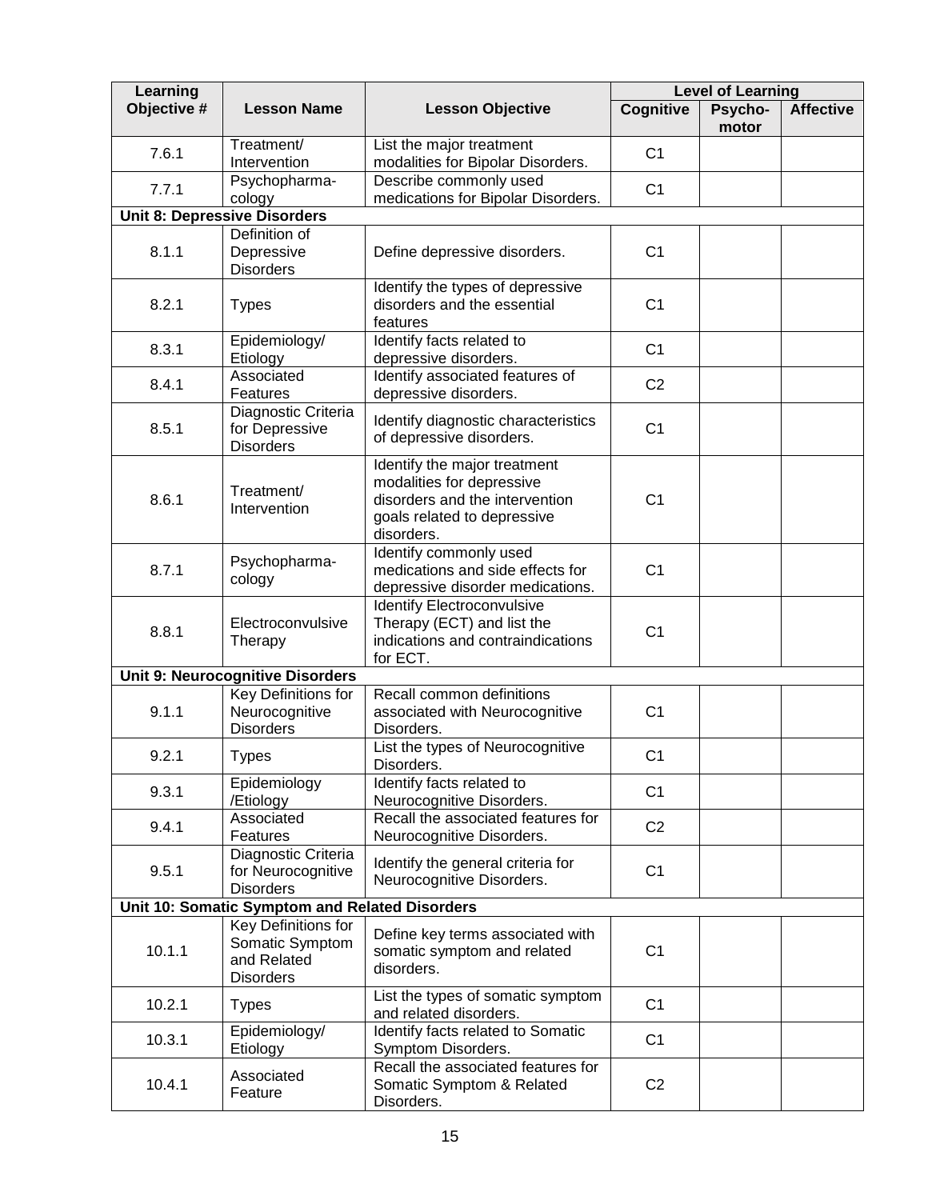| Learning Objective # | Lesson Name | Lesson Objective | Level of Learning | | |
|---|---|---|---|---|---|
| | | | Cognitive | Psycho-motor | Affective |
| 7.6.1 | Treatment/ Intervention | List the major treatment modalities for Bipolar Disorders. | C1 | | |
| 7.7.1 | Psychopharma-cology | Describe commonly used medications for Bipolar Disorders. | C1 | | |
| **Unit 8: Depressive Disorders** | | | | | |
| 8.1.1 | Definition of Depressive Disorders | Define depressive disorders. | C1 | | |
| 8.2.1 | Types | Identify the types of depressive disorders and the essential features | C1 | | |
| 8.3.1 | Epidemiology/ Etiology | Identify facts related to depressive disorders. | C1 | | |
| 8.4.1 | Associated Features | Identify associated features of depressive disorders. | C2 | | |
| 8.5.1 | Diagnostic Criteria for Depressive Disorders | Identify diagnostic characteristics of depressive disorders. | C1 | | |
| 8.6.1 | Treatment/ Intervention | Identify the major treatment modalities for depressive disorders and the intervention goals related to depressive disorders. | C1 | | |
| 8.7.1 | Psychopharma-cology | Identify commonly used medications and side effects for depressive disorder medications. | C1 | | |
| 8.8.1 | Electroconvulsive Therapy | Identify Electroconvulsive Therapy (ECT) and list the indications and contraindications for ECT. | C1 | | |
| **Unit 9: Neurocognitive Disorders** | | | | | |
| 9.1.1 | Key Definitions for Neurocognitive Disorders | Recall common definitions associated with Neurocognitive Disorders. | C1 | | |
| 9.2.1 | Types | List the types of Neurocognitive Disorders. | C1 | | |
| 9.3.1 | Epidemiology /Etiology | Identify facts related to Neurocognitive Disorders. | C1 | | |
| 9.4.1 | Associated Features | Recall the associated features for Neurocognitive Disorders. | C2 | | |
| 9.5.1 | Diagnostic Criteria for Neurocognitive Disorders | Identify the general criteria for Neurocognitive Disorders. | C1 | | |
| **Unit 10: Somatic Symptom and Related Disorders** | | | | | |
| 10.1.1 | Key Definitions for Somatic Symptom and Related Disorders | Define key terms associated with somatic symptom and related disorders. | C1 | | |
| 10.2.1 | Types | List the types of somatic symptom and related disorders. | C1 | | |
| 10.3.1 | Epidemiology/ Etiology | Identify facts related to Somatic Symptom Disorders. | C1 | | |
| 10.4.1 | Associated Feature | Recall the associated features for Somatic Symptom & Related Disorders. | C2 | | |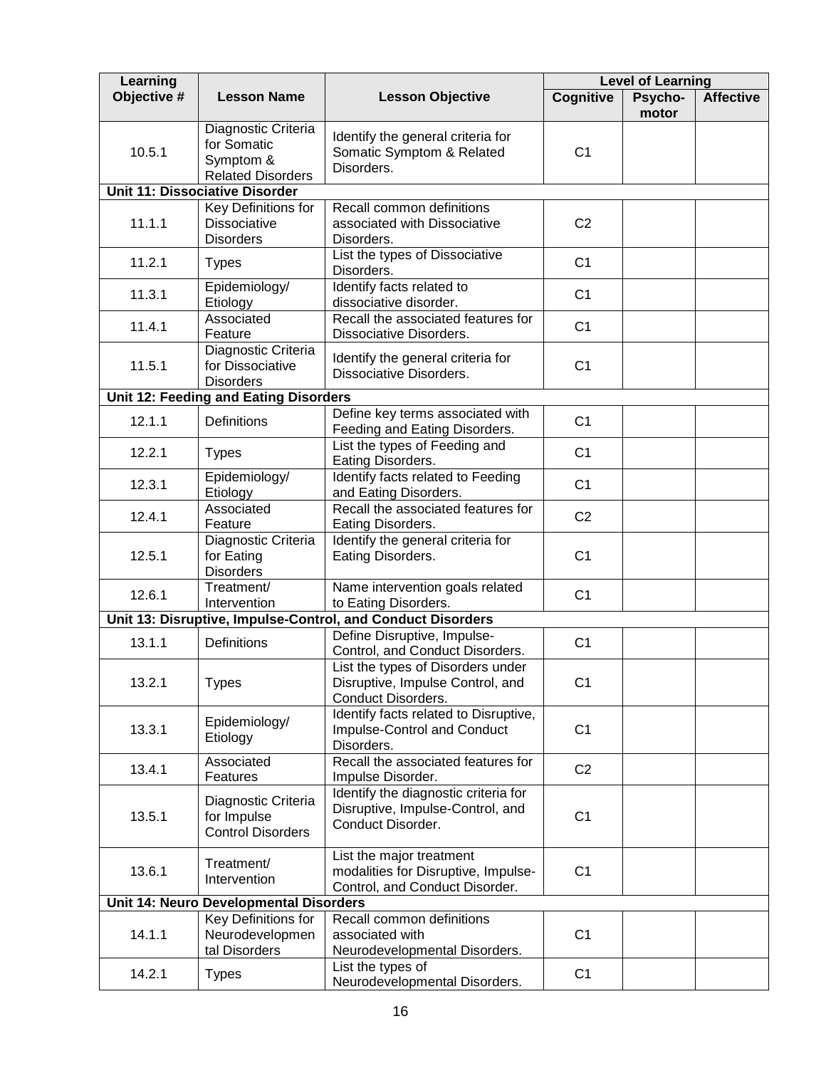| Learning Objective # | Lesson Name | Lesson Objective | Level of Learning | | |
|---|---|---|---|---|---|
| | | | Cognitive | Psycho-motor | Affective |
| 10.5.1 | Diagnostic Criteria for Somatic Symptom & Related Disorders | Identify the general criteria for Somatic Symptom & Related Disorders. | C1 | | |
| **Unit 11: Dissociative Disorder** | | | | | |
| 11.1.1 | Key Definitions for Dissociative Disorders | Recall common definitions associated with Dissociative Disorders. | C2 | | |
| 11.2.1 | Types | List the types of Dissociative Disorders. | C1 | | |
| 11.3.1 | Epidemiology/ Etiology | Identify facts related to dissociative disorder. | C1 | | |
| 11.4.1 | Associated Feature | Recall the associated features for Dissociative Disorders. | C1 | | |
| 11.5.1 | Diagnostic Criteria for Dissociative Disorders | Identify the general criteria for Dissociative Disorders. | C1 | | |
| **Unit 12: Feeding and Eating Disorders** | | | | | |
| 12.1.1 | Definitions | Define key terms associated with Feeding and Eating Disorders. | C1 | | |
| 12.2.1 | Types | List the types of Feeding and Eating Disorders. | C1 | | |
| 12.3.1 | Epidemiology/ Etiology | Identify facts related to Feeding and Eating Disorders. | C1 | | |
| 12.4.1 | Associated Feature | Recall the associated features for Eating Disorders. | C2 | | |
| 12.5.1 | Diagnostic Criteria for Eating Disorders | Identify the general criteria for Eating Disorders. | C1 | | |
| 12.6.1 | Treatment/ Intervention | Name intervention goals related to Eating Disorders. | C1 | | |
| **Unit 13: Disruptive, Impulse-Control, and Conduct Disorders** | | | | | |
| 13.1.1 | Definitions | Define Disruptive, Impulse-Control, and Conduct Disorders. | C1 | | |
| 13.2.1 | Types | List the types of Disorders under Disruptive, Impulse Control, and Conduct Disorders. | C1 | | |
| 13.3.1 | Epidemiology/ Etiology | Identify facts related to Disruptive, Impulse-Control and Conduct Disorders. | C1 | | |
| 13.4.1 | Associated Features | Recall the associated features for Impulse Disorder. | C2 | | |
| 13.5.1 | Diagnostic Criteria for Impulse Control Disorders | Identify the diagnostic criteria for Disruptive, Impulse-Control, and Conduct Disorder. | C1 | | |
| 13.6.1 | Treatment/ Intervention | List the major treatment modalities for Disruptive, Impulse-Control, and Conduct Disorder. | C1 | | |
| **Unit 14: Neuro Developmental Disorders** | | | | | |
| 14.1.1 | Key Definitions for Neurodevelopmental Disorders | Recall common definitions associated with Neurodevelopmental Disorders. | C1 | | |
| 14.2.1 | Types | List the types of Neurodevelopmental Disorders. | C1 | | |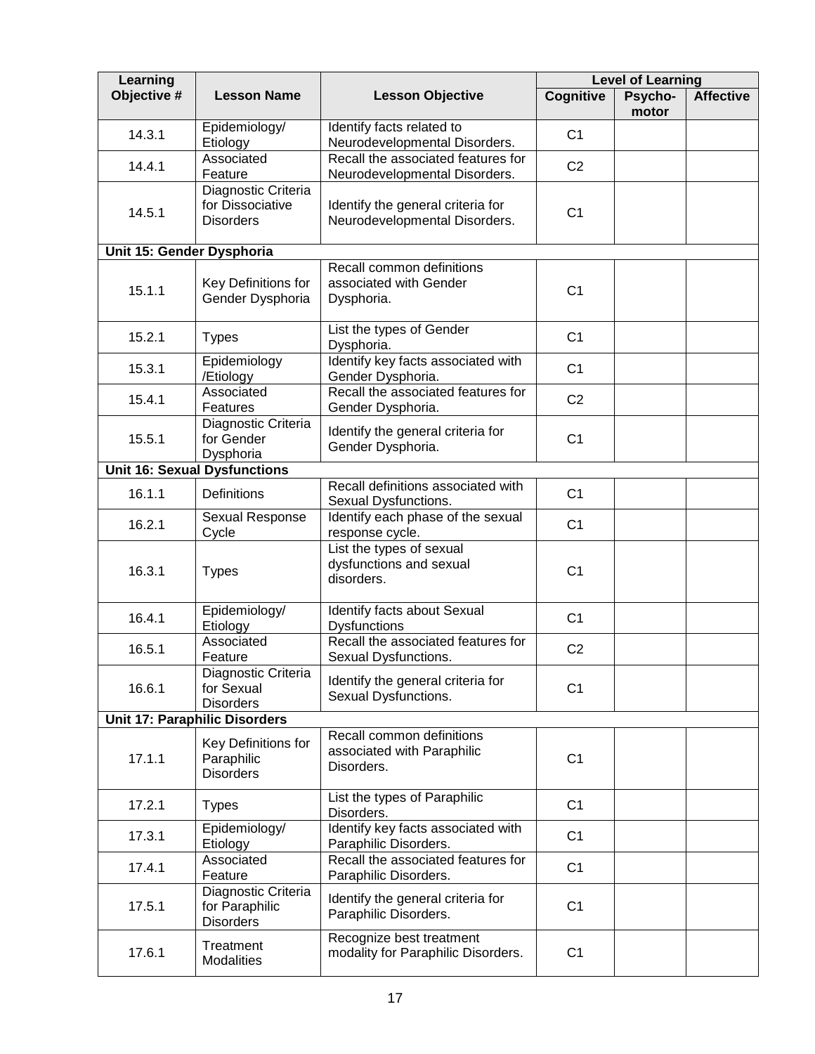| Learning Objective # | Lesson Name | Lesson Objective | Level of Learning | | |
|---|---|---|---|---|---|
| | | | Cognitive | Psycho-motor | Affective |
| 14.3.1 | Epidemiology/ Etiology | Identify facts related to Neurodevelopmental Disorders. | C1 | | |
| 14.4.1 | Associated Feature | Recall the associated features for Neurodevelopmental Disorders. | C2 | | |
| 14.5.1 | Diagnostic Criteria for Dissociative Disorders | Identify the general criteria for Neurodevelopmental Disorders. | C1 | | |
| **Unit 15: Gender Dysphoria** | | | | | |
| 15.1.1 | Key Definitions for Gender Dysphoria | Recall common definitions associated with Gender Dysphoria. | C1 | | |
| 15.2.1 | Types | List the types of Gender Dysphoria. | C1 | | |
| 15.3.1 | Epidemiology /Etiology | Identify key facts associated with Gender Dysphoria. | C1 | | |
| 15.4.1 | Associated Features | Recall the associated features for Gender Dysphoria. | C2 | | |
| 15.5.1 | Diagnostic Criteria for Gender Dysphoria | Identify the general criteria for Gender Dysphoria. | C1 | | |
| **Unit 16: Sexual Dysfunctions** | | | | | |
| 16.1.1 | Definitions | Recall definitions associated with Sexual Dysfunctions. | C1 | | |
| 16.2.1 | Sexual Response Cycle | Identify each phase of the sexual response cycle. | C1 | | |
| 16.3.1 | Types | List the types of sexual dysfunctions and sexual disorders. | C1 | | |
| 16.4.1 | Epidemiology/ Etiology | Identify facts about Sexual Dysfunctions | C1 | | |
| 16.5.1 | Associated Feature | Recall the associated features for Sexual Dysfunctions. | C2 | | |
| 16.6.1 | Diagnostic Criteria for Sexual Disorders | Identify the general criteria for Sexual Dysfunctions. | C1 | | |
| **Unit 17: Paraphilic Disorders** | | | | | |
| 17.1.1 | Key Definitions for Paraphilic Disorders | Recall common definitions associated with Paraphilic Disorders. | C1 | | |
| 17.2.1 | Types | List the types of Paraphilic Disorders. | C1 | | |
| 17.3.1 | Epidemiology/ Etiology | Identify key facts associated with Paraphilic Disorders. | C1 | | |
| 17.4.1 | Associated Feature | Recall the associated features for Paraphilic Disorders. | C1 | | |
| 17.5.1 | Diagnostic Criteria for Paraphilic Disorders | Identify the general criteria for Paraphilic Disorders. | C1 | | |
| 17.6.1 | Treatment Modalities | Recognize best treatment modality for Paraphilic Disorders. | C1 | | |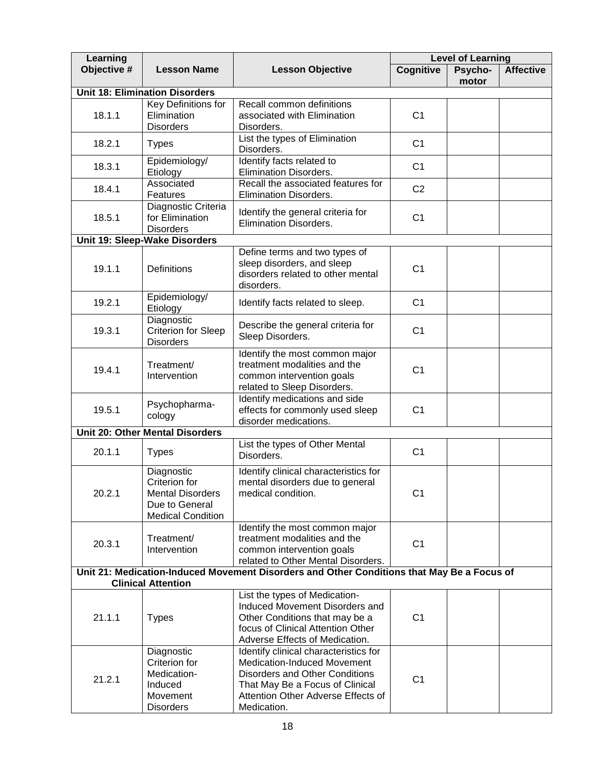| Learning Objective # | Lesson Name | Lesson Objective | Level of Learning | | |
|---|---|---|---|---|---|
| | | | Cognitive | Psycho-motor | Affective |
| **Unit 18: Elimination Disorders** | | | | | |
| 18.1.1 | Key Definitions for Elimination Disorders | Recall common definitions associated with Elimination Disorders. | C1 | | |
| 18.2.1 | Types | List the types of Elimination Disorders. | C1 | | |
| 18.3.1 | Epidemiology/ Etiology | Identify facts related to Elimination Disorders. | C1 | | |
| 18.4.1 | Associated Features | Recall the associated features for Elimination Disorders. | C2 | | |
| 18.5.1 | Diagnostic Criteria for Elimination Disorders | Identify the general criteria for Elimination Disorders. | C1 | | |
| **Unit 19: Sleep-Wake Disorders** | | | | | |
| 19.1.1 | Definitions | Define terms and two types of sleep disorders, and sleep disorders related to other mental disorders. | C1 | | |
| 19.2.1 | Epidemiology/ Etiology | Identify facts related to sleep. | C1 | | |
| 19.3.1 | Diagnostic Criterion for Sleep Disorders | Describe the general criteria for Sleep Disorders. | C1 | | |
| 19.4.1 | Treatment/ Intervention | Identify the most common major treatment modalities and the common intervention goals related to Sleep Disorders. | C1 | | |
| 19.5.1 | Psychopharma-cology | Identify medications and side effects for commonly used sleep disorder medications. | C1 | | |
| **Unit 20: Other Mental Disorders** | | | | | |
| 20.1.1 | Types | List the types of Other Mental Disorders. | C1 | | |
| 20.2.1 | Diagnostic Criterion for Mental Disorders Due to General Medical Condition | Identify clinical characteristics for mental disorders due to general medical condition. | C1 | | |
| 20.3.1 | Treatment/ Intervention | Identify the most common major treatment modalities and the common intervention goals related to Other Mental Disorders. | C1 | | |
| **Unit 21: Medication-Induced Movement Disorders and Other Conditions that May Be a Focus of Clinical Attention** | | | | | |
| 21.1.1 | Types | List the types of Medication-Induced Movement Disorders and Other Conditions that may be a focus of Clinical Attention Other Adverse Effects of Medication. | C1 | | |
| 21.2.1 | Diagnostic Criterion for Medication-Induced Movement Disorders | Identify clinical characteristics for Medication-Induced Movement Disorders and Other Conditions That May Be a Focus of Clinical Attention Other Adverse Effects of Medication. | C1 | | |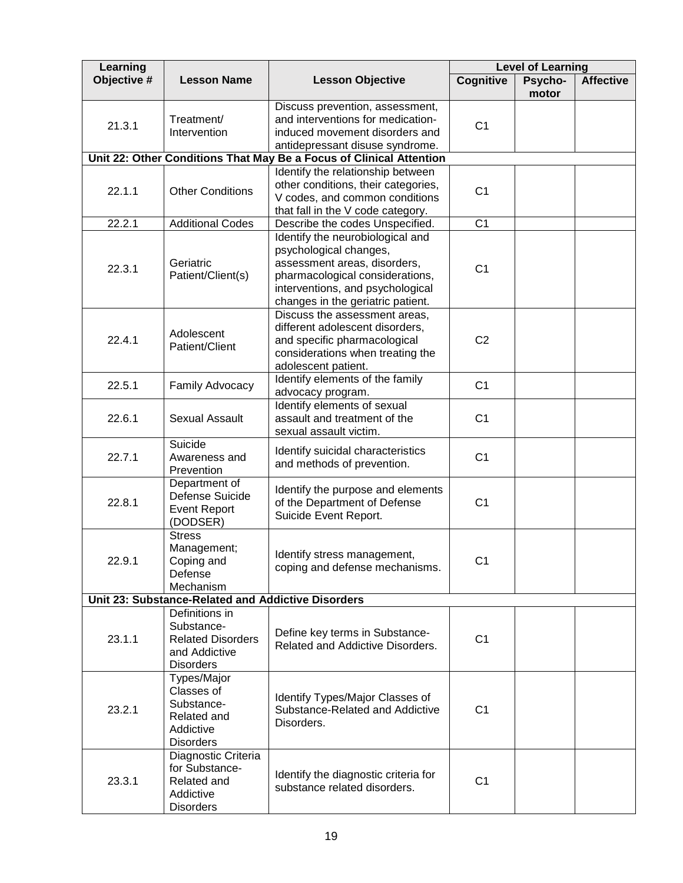| Learning Objective # | Lesson Name | Lesson Objective | Level of Learning | | |
|---|---|---|---|---|---|
| | | | Cognitive | Psycho-motor | Affective |
| 21.3.1 | Treatment/ Intervention | Discuss prevention, assessment, and interventions for medication-induced movement disorders and antidepressant disuse syndrome. | C1 | | |
| **Unit 22: Other Conditions That May Be a Focus of Clinical Attention** | | | | | |
| 22.1.1 | Other Conditions | Identify the relationship between other conditions, their categories, V codes, and common conditions that fall in the V code category. | C1 | | |
| 22.2.1 | Additional Codes | Describe the codes Unspecified. | C1 | | |
| 22.3.1 | Geriatric Patient/Client(s) | Identify the neurobiological and psychological changes, assessment areas, disorders, pharmacological considerations, interventions, and psychological changes in the geriatric patient. | C1 | | |
| 22.4.1 | Adolescent Patient/Client | Discuss the assessment areas, different adolescent disorders, and specific pharmacological considerations when treating the adolescent patient. | C2 | | |
| 22.5.1 | Family Advocacy | Identify elements of the family advocacy program. | C1 | | |
| 22.6.1 | Sexual Assault | Identify elements of sexual assault and treatment of the sexual assault victim. | C1 | | |
| 22.7.1 | Suicide Awareness and Prevention | Identify suicidal characteristics and methods of prevention. | C1 | | |
| 22.8.1 | Department of Defense Suicide Event Report (DODSER) | Identify the purpose and elements of the Department of Defense Suicide Event Report. | C1 | | |
| 22.9.1 | Stress Management; Coping and Defense Mechanism | Identify stress management, coping and defense mechanisms. | C1 | | |
| **Unit 23: Substance-Related and Addictive Disorders** | | | | | |
| 23.1.1 | Definitions in Substance-Related Disorders and Addictive Disorders | Define key terms in Substance-Related and Addictive Disorders. | C1 | | |
| 23.2.1 | Types/Major Classes of Substance-Related and Addictive Disorders | Identify Types/Major Classes of Substance-Related and Addictive Disorders. | C1 | | |
| 23.3.1 | Diagnostic Criteria for Substance-Related and Addictive Disorders | Identify the diagnostic criteria for substance related disorders. | C1 | | |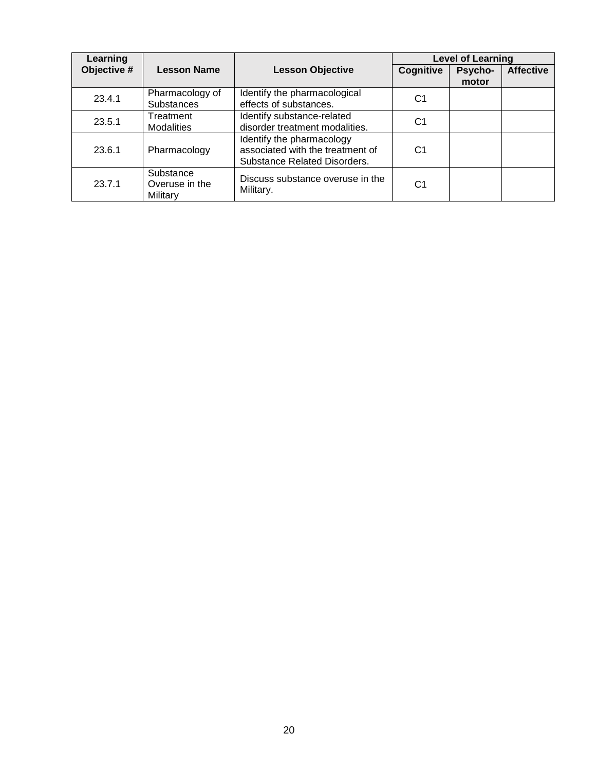| Learning Objective # | Lesson Name | Lesson Objective | Level of Learning | | |
|---|---|---|---|---|---|
| | | | Cognitive | Psycho-motor | Affective |
| 23.4.1 | Pharmacology of Substances | Identify the pharmacological effects of substances. | C1 | | |
| 23.5.1 | Treatment Modalities | Identify substance-related disorder treatment modalities. | C1 | | |
| 23.6.1 | Pharmacology | Identify the pharmacology associated with the treatment of Substance Related Disorders. | C1 | | |
| 23.7.1 | Substance Overuse in the Military | Discuss substance overuse in the Military. | C1 | | |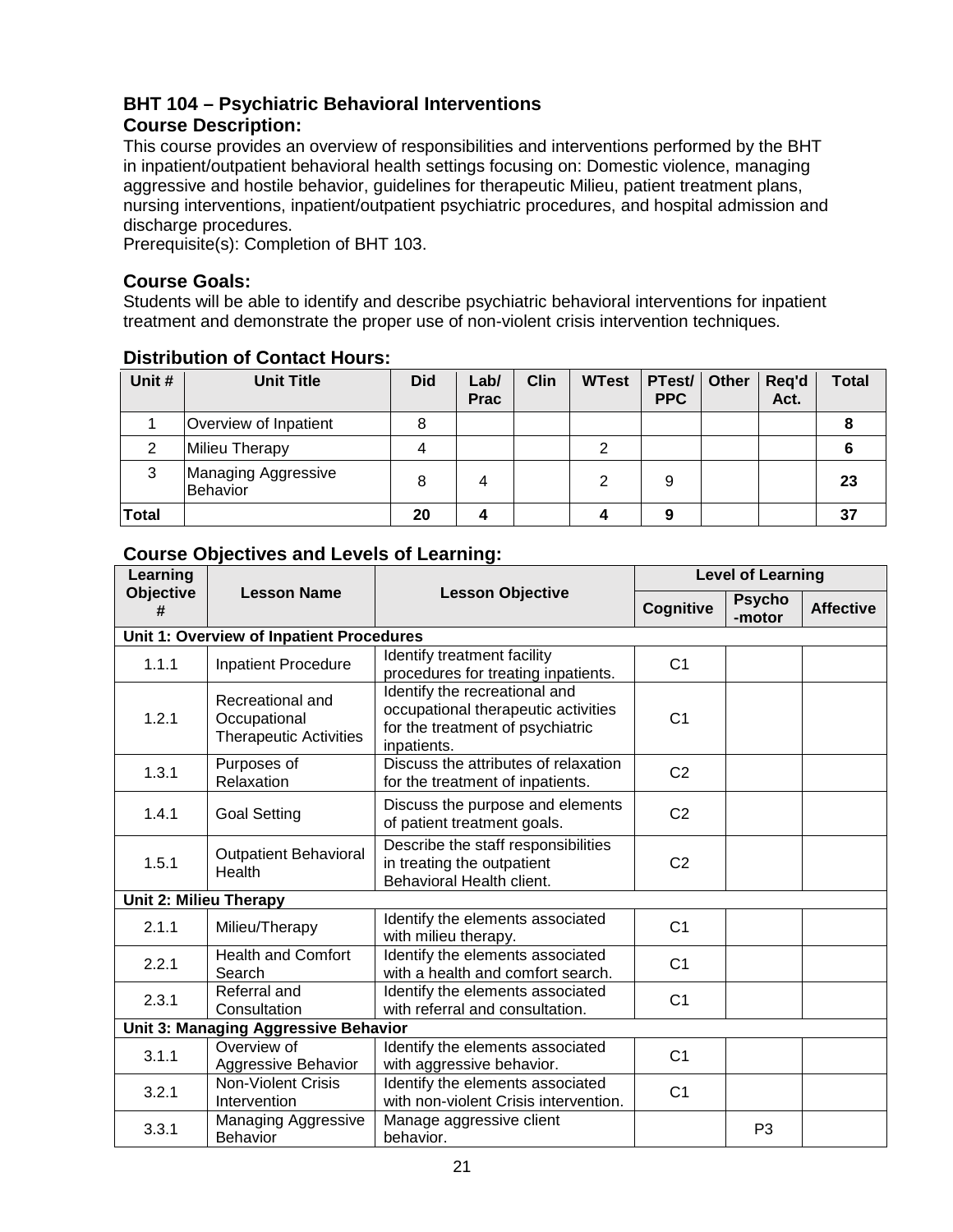## BHT 104 – Psychiatric Behavioral Interventions

### Course Description:

This course provides an overview of responsibilities and interventions performed by the BHT in inpatient/outpatient behavioral health settings focusing on: Domestic violence, managing aggressive and hostile behavior, guidelines for therapeutic Milieu, patient treatment plans, nursing interventions, inpatient/outpatient psychiatric procedures, and hospital admission and discharge procedures.
Prerequisite(s): Completion of BHT 103.

### Course Goals:

Students will be able to identify and describe psychiatric behavioral interventions for inpatient treatment and demonstrate the proper use of non-violent crisis intervention techniques.

### Distribution of Contact Hours:

| Unit # | Unit Title | Did | Lab/ Prac | Clin | WTest | PTest/ PPC | Other | Req'd Act. | Total |
|---|---|---|---|---|---|---|---|---|---|
| 1 | Overview of Inpatient | 8 | | | | | | | **8** |
| 2 | Milieu Therapy | 4 | | | 2 | | | | **6** |
| 3 | Managing Aggressive Behavior | 8 | 4 | | 2 | 9 | | | **23** |
| **Total** | | **20** | **4** | | **4** | **9** | | | **37** |

### Course Objectives and Levels of Learning:

| Learning Objective # | Lesson Name | Lesson Objective | Level of Learning | | |
|---|---|---|---|---|---|
| | | | Cognitive | Psycho -motor | Affective |
| **Unit 1: Overview of Inpatient Procedures** | | | | | |
| 1.1.1 | Inpatient Procedure | Identify treatment facility procedures for treating inpatients. | C1 | | |
| 1.2.1 | Recreational and Occupational Therapeutic Activities | Identify the recreational and occupational therapeutic activities for the treatment of psychiatric inpatients. | C1 | | |
| 1.3.1 | Purposes of Relaxation | Discuss the attributes of relaxation for the treatment of inpatients. | C2 | | |
| 1.4.1 | Goal Setting | Discuss the purpose and elements of patient treatment goals. | C2 | | |
| 1.5.1 | Outpatient Behavioral Health | Describe the staff responsibilities in treating the outpatient Behavioral Health client. | C2 | | |
| **Unit 2: Milieu Therapy** | | | | | |
| 2.1.1 | Milieu/Therapy | Identify the elements associated with milieu therapy. | C1 | | |
| 2.2.1 | Health and Comfort Search | Identify the elements associated with a health and comfort search. | C1 | | |
| 2.3.1 | Referral and Consultation | Identify the elements associated with referral and consultation. | C1 | | |
| **Unit 3: Managing Aggressive Behavior** | | | | | |
| 3.1.1 | Overview of Aggressive Behavior | Identify the elements associated with aggressive behavior. | C1 | | |
| 3.2.1 | Non-Violent Crisis Intervention | Identify the elements associated with non-violent Crisis intervention. | C1 | | |
| 3.3.1 | Managing Aggressive Behavior | Manage aggressive client behavior. | | P3 | |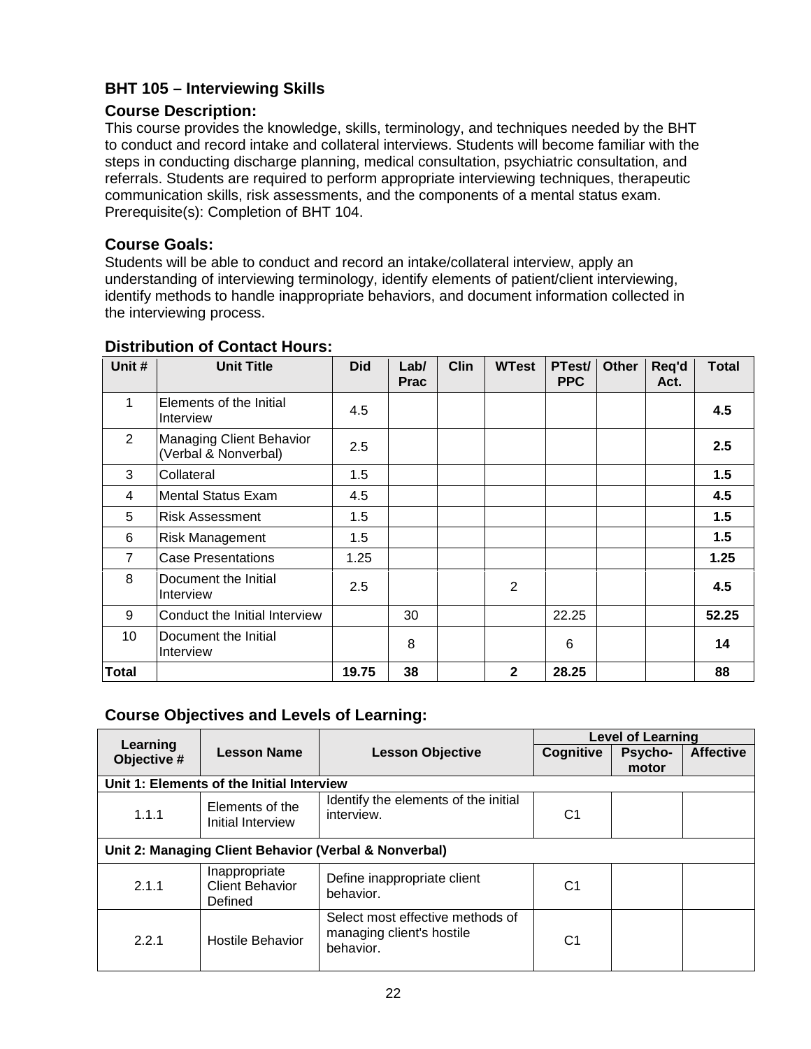### BHT 105 – Interviewing Skills

### Course Description:

This course provides the knowledge, skills, terminology, and techniques needed by the BHT to conduct and record intake and collateral interviews. Students will become familiar with the steps in conducting discharge planning, medical consultation, psychiatric consultation, and referrals. Students are required to perform appropriate interviewing techniques, therapeutic communication skills, risk assessments, and the components of a mental status exam. Prerequisite(s): Completion of BHT 104.

### Course Goals:

Students will be able to conduct and record an intake/collateral interview, apply an understanding of interviewing terminology, identify elements of patient/client interviewing, identify methods to handle inappropriate behaviors, and document information collected in the interviewing process.

### Distribution of Contact Hours:

| Unit # | Unit Title | Did | Lab/ Prac | Clin | WTest | PTest/ PPC | Other | Req'd Act. | Total |
|---|---|---|---|---|---|---|---|---|---|
| 1 | Elements of the Initial Interview | 4.5 | | | | | | | **4.5** |
| 2 | Managing Client Behavior (Verbal & Nonverbal) | 2.5 | | | | | | | **2.5** |
| 3 | Collateral | 1.5 | | | | | | | **1.5** |
| 4 | Mental Status Exam | 4.5 | | | | | | | **4.5** |
| 5 | Risk Assessment | 1.5 | | | | | | | **1.5** |
| 6 | Risk Management | 1.5 | | | | | | | **1.5** |
| 7 | Case Presentations | 1.25 | | | | | | | **1.25** |
| 8 | Document the Initial Interview | 2.5 | | | 2 | | | | **4.5** |
| 9 | Conduct the Initial Interview | | 30 | | | 22.25 | | | **52.25** |
| 10 | Document the Initial Interview | | 8 | | | 6 | | | **14** |
| **Total** | | **19.75** | **38** | | **2** | **28.25** | | | **88** |

### Course Objectives and Levels of Learning:

| Learning Objective # | Lesson Name | Lesson Objective | Level of Learning | | |
|---|---|---|---|---|---|
| | | | Cognitive | Psycho-motor | Affective |
| **Unit 1: Elements of the Initial Interview** | | | | | |
| 1.1.1 | Elements of the Initial Interview | Identify the elements of the initial interview. | C1 | | |
| **Unit 2: Managing Client Behavior (Verbal & Nonverbal)** | | | | | |
| 2.1.1 | Inappropriate Client Behavior Defined | Define inappropriate client behavior. | C1 | | |
| 2.2.1 | Hostile Behavior | Select most effective methods of managing client's hostile behavior. | C1 | | |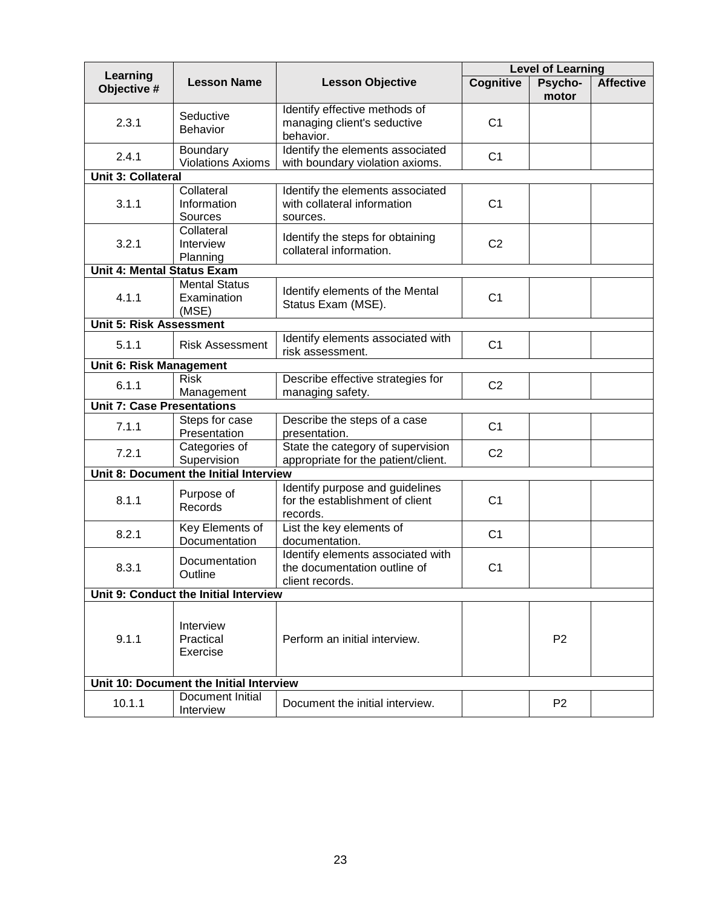| Learning Objective # | Lesson Name | Lesson Objective | Level of Learning | | |
|---|---|---|---|---|---|
| | | | Cognitive | Psycho-motor | Affective |
| 2.3.1 | Seductive Behavior | Identify effective methods of managing client's seductive behavior. | C1 | | |
| 2.4.1 | Boundary Violations Axioms | Identify the elements associated with boundary violation axioms. | C1 | | |
| **Unit 3: Collateral** | | | | | |
| 3.1.1 | Collateral Information Sources | Identify the elements associated with collateral information sources. | C1 | | |
| 3.2.1 | Collateral Interview Planning | Identify the steps for obtaining collateral information. | C2 | | |
| **Unit 4: Mental Status Exam** | | | | | |
| 4.1.1 | Mental Status Examination (MSE) | Identify elements of the Mental Status Exam (MSE). | C1 | | |
| **Unit 5: Risk Assessment** | | | | | |
| 5.1.1 | Risk Assessment | Identify elements associated with risk assessment. | C1 | | |
| **Unit 6: Risk Management** | | | | | |
| 6.1.1 | Risk Management | Describe effective strategies for managing safety. | C2 | | |
| **Unit 7: Case Presentations** | | | | | |
| 7.1.1 | Steps for case Presentation | Describe the steps of a case presentation. | C1 | | |
| 7.2.1 | Categories of Supervision | State the category of supervision appropriate for the patient/client. | C2 | | |
| **Unit 8: Document the Initial Interview** | | | | | |
| 8.1.1 | Purpose of Records | Identify purpose and guidelines for the establishment of client records. | C1 | | |
| 8.2.1 | Key Elements of Documentation | List the key elements of documentation. | C1 | | |
| 8.3.1 | Documentation Outline | Identify elements associated with the documentation outline of client records. | C1 | | |
| **Unit 9: Conduct the Initial Interview** | | | | | |
| 9.1.1 | Interview Practical Exercise | Perform an initial interview. | | P2 | |
| **Unit 10: Document the Initial Interview** | | | | | |
| 10.1.1 | Document Initial Interview | Document the initial interview. | | P2 | |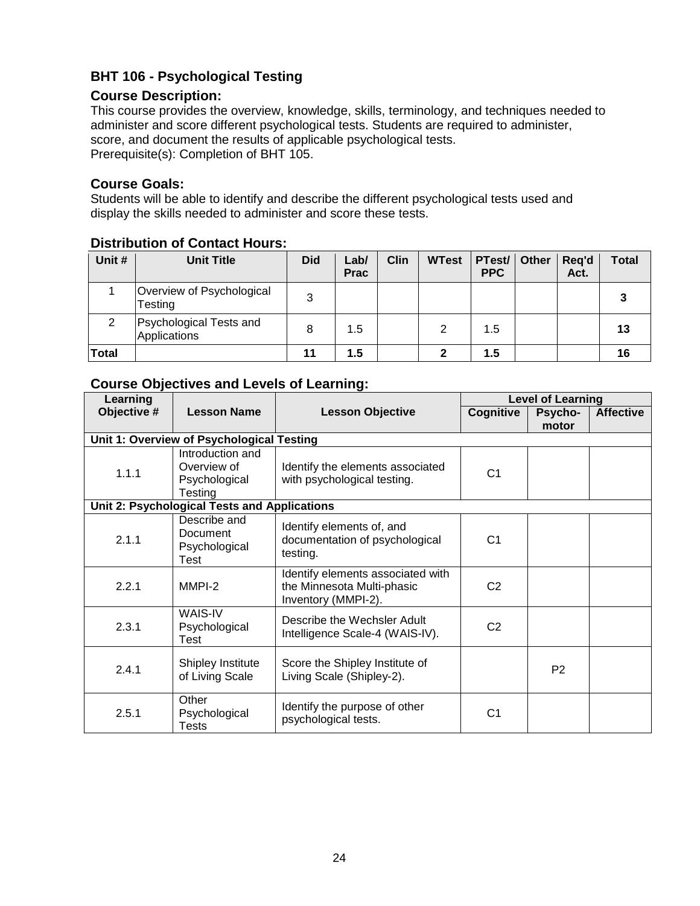### BHT 106 - Psychological Testing

#### Course Description:

This course provides the overview, knowledge, skills, terminology, and techniques needed to administer and score different psychological tests. Students are required to administer, score, and document the results of applicable psychological tests.
Prerequisite(s): Completion of BHT 105.

#### Course Goals:

Students will be able to identify and describe the different psychological tests used and display the skills needed to administer and score these tests.

#### Distribution of Contact Hours:

| Unit # | Unit Title | Did | Lab/ Prac | Clin | WTest | PTest/ PPC | Other | Req'd Act. | Total |
|---|---|---|---|---|---|---|---|---|---|
| 1 | Overview of Psychological Testing | 3 | | | | | | | **3** |
| 2 | Psychological Tests and Applications | 8 | 1.5 | | 2 | 1.5 | | | **13** |
| **Total** | | **11** | **1.5** | | **2** | **1.5** | | | **16** |

#### Course Objectives and Levels of Learning:

| Learning Objective # | Lesson Name | Lesson Objective | Level of Learning | | |
|---|---|---|---|---|---|
| | | | Cognitive | Psycho-motor | Affective |
| **Unit 1: Overview of Psychological Testing** | | | | | |
| 1.1.1 | Introduction and Overview of Psychological Testing | Identify the elements associated with psychological testing. | C1 | | |
| **Unit 2: Psychological Tests and Applications** | | | | | |
| 2.1.1 | Describe and Document Psychological Test | Identify elements of, and documentation of psychological testing. | C1 | | |
| 2.2.1 | MMPI-2 | Identify elements associated with the Minnesota Multi-phasic Inventory (MMPI-2). | C2 | | |
| 2.3.1 | WAIS-IV Psychological Test | Describe the Wechsler Adult Intelligence Scale-4 (WAIS-IV). | C2 | | |
| 2.4.1 | Shipley Institute of Living Scale | Score the Shipley Institute of Living Scale (Shipley-2). | | P2 | |
| 2.5.1 | Other Psychological Tests | Identify the purpose of other psychological tests. | C1 | | |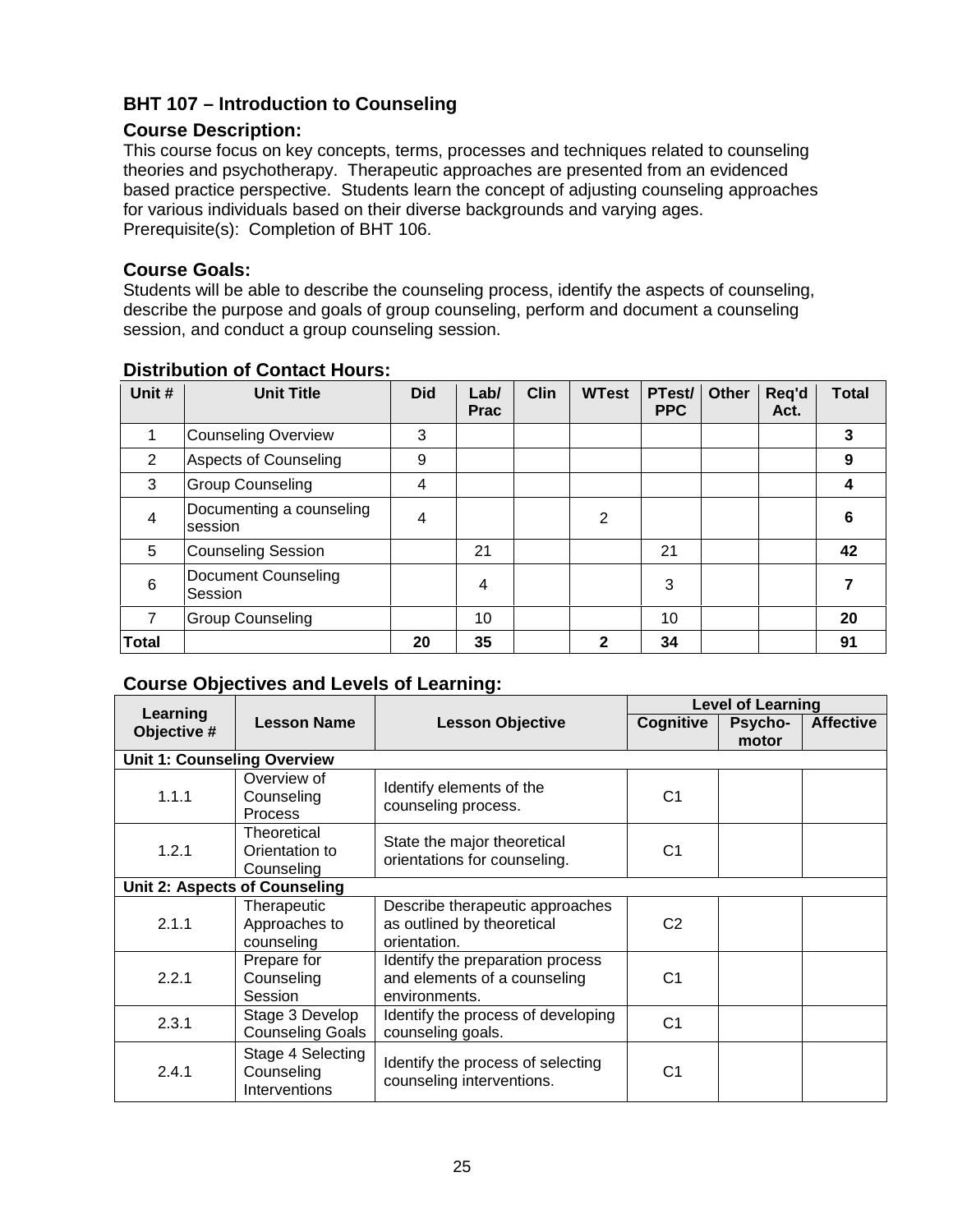## BHT 107 – Introduction to Counseling

### Course Description:

This course focus on key concepts, terms, processes and techniques related to counseling theories and psychotherapy. Therapeutic approaches are presented from an evidenced based practice perspective. Students learn the concept of adjusting counseling approaches for various individuals based on their diverse backgrounds and varying ages.
Prerequisite(s): Completion of BHT 106.

### Course Goals:

Students will be able to describe the counseling process, identify the aspects of counseling, describe the purpose and goals of group counseling, perform and document a counseling session, and conduct a group counseling session.

### Distribution of Contact Hours:

| Unit # | Unit Title | Did | Lab/ Prac | Clin | WTest | PTest/ PPC | Other | Req'd Act. | Total |
|---|---|---|---|---|---|---|---|---|---|
| 1 | Counseling Overview | 3 | | | | | | | **3** |
| 2 | Aspects of Counseling | 9 | | | | | | | **9** |
| 3 | Group Counseling | 4 | | | | | | | **4** |
| 4 | Documenting a counseling session | 4 | | | 2 | | | | **6** |
| 5 | Counseling Session | | 21 | | | 21 | | | **42** |
| 6 | Document Counseling Session | | 4 | | | 3 | | | **7** |
| 7 | Group Counseling | | 10 | | | 10 | | | **20** |
| **Total** | | **20** | **35** | | **2** | **34** | | | **91** |

### Course Objectives and Levels of Learning:

| Learning Objective # | Lesson Name | Lesson Objective | Level of Learning | | |
|---|---|---|---|---|---|
| | | | Cognitive | Psycho-motor | Affective |
| **Unit 1: Counseling Overview** | | | | | |
| 1.1.1 | Overview of Counseling Process | Identify elements of the counseling process. | C1 | | |
| 1.2.1 | Theoretical Orientation to Counseling | State the major theoretical orientations for counseling. | C1 | | |
| **Unit 2: Aspects of Counseling** | | | | | |
| 2.1.1 | Therapeutic Approaches to counseling | Describe therapeutic approaches as outlined by theoretical orientation. | C2 | | |
| 2.2.1 | Prepare for Counseling Session | Identify the preparation process and elements of a counseling environments. | C1 | | |
| 2.3.1 | Stage 3 Develop Counseling Goals | Identify the process of developing counseling goals. | C1 | | |
| 2.4.1 | Stage 4 Selecting Counseling Interventions | Identify the process of selecting counseling interventions. | C1 | | |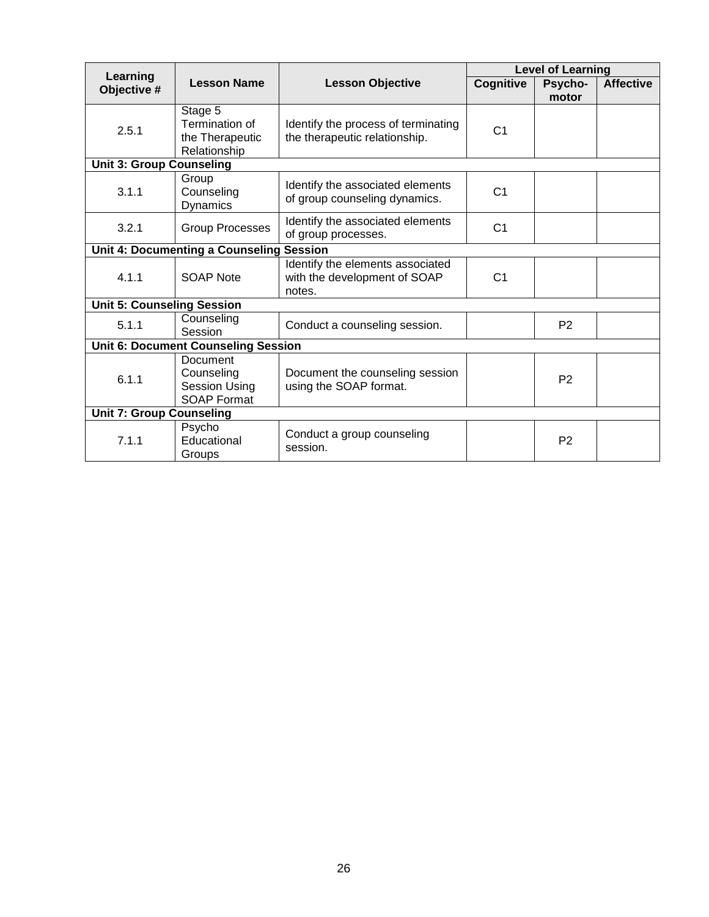| Learning Objective # | Lesson Name | Lesson Objective | Level of Learning | | |
|---|---|---|---|---|---|
| | | | Cognitive | Psycho-motor | Affective |
| 2.5.1 | Stage 5 Termination of the Therapeutic Relationship | Identify the process of terminating the therapeutic relationship. | C1 | | |
| **Unit 3: Group Counseling** | | | | | |
| 3.1.1 | Group Counseling Dynamics | Identify the associated elements of group counseling dynamics. | C1 | | |
| 3.2.1 | Group Processes | Identify the associated elements of group processes. | C1 | | |
| **Unit 4: Documenting a Counseling Session** | | | | | |
| 4.1.1 | SOAP Note | Identify the elements associated with the development of SOAP notes. | C1 | | |
| **Unit 5: Counseling Session** | | | | | |
| 5.1.1 | Counseling Session | Conduct a counseling session. | | P2 | |
| **Unit 6: Document Counseling Session** | | | | | |
| 6.1.1 | Document Counseling Session Using SOAP Format | Document the counseling session using the SOAP format. | | P2 | |
| **Unit 7: Group Counseling** | | | | | |
| 7.1.1 | Psycho Educational Groups | Conduct a group counseling session. | | P2 | |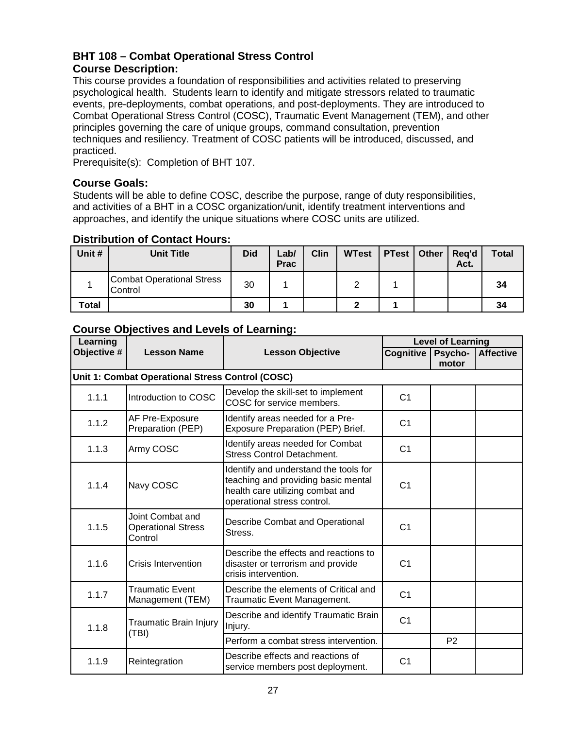## BHT 108 – Combat Operational Stress Control

### Course Description:

This course provides a foundation of responsibilities and activities related to preserving psychological health. Students learn to identify and mitigate stressors related to traumatic events, pre-deployments, combat operations, and post-deployments. They are introduced to Combat Operational Stress Control (COSC), Traumatic Event Management (TEM), and other principles governing the care of unique groups, command consultation, prevention techniques and resiliency. Treatment of COSC patients will be introduced, discussed, and practiced.

Prerequisite(s): Completion of BHT 107.

### Course Goals:

Students will be able to define COSC, describe the purpose, range of duty responsibilities, and activities of a BHT in a COSC organization/unit, identify treatment interventions and approaches, and identify the unique situations where COSC units are utilized.

### Distribution of Contact Hours:

| Unit # | Unit Title | Did | Lab/ Prac | Clin | WTest | PTest | Other | Req'd Act. | Total |
|---|---|---|---|---|---|---|---|---|---|
| 1 | Combat Operational Stress Control | 30 | 1 | | 2 | 1 | | | **34** |
| **Total** | | **30** | **1** | | **2** | **1** | | | **34** |

### Course Objectives and Levels of Learning:

| Learning Objective # | Lesson Name | Lesson Objective | Level of Learning | | |
|---|---|---|---|---|---|
| | | | Cognitive | Psycho-motor | Affective |
| **Unit 1: Combat Operational Stress Control (COSC)** | | | | | |
| 1.1.1 | Introduction to COSC | Develop the skill-set to implement COSC for service members. | C1 | | |
| 1.1.2 | AF Pre-Exposure Preparation (PEP) | Identify areas needed for a Pre-Exposure Preparation (PEP) Brief. | C1 | | |
| 1.1.3 | Army COSC | Identify areas needed for Combat Stress Control Detachment. | C1 | | |
| 1.1.4 | Navy COSC | Identify and understand the tools for teaching and providing basic mental health care utilizing combat and operational stress control. | C1 | | |
| 1.1.5 | Joint Combat and Operational Stress Control | Describe Combat and Operational Stress. | C1 | | |
| 1.1.6 | Crisis Intervention | Describe the effects and reactions to disaster or terrorism and provide crisis intervention. | C1 | | |
| 1.1.7 | Traumatic Event Management (TEM) | Describe the elements of Critical and Traumatic Event Management. | C1 | | |
| 1.1.8 | Traumatic Brain Injury (TBI) | Describe and identify Traumatic Brain Injury. | C1 | | |
| | | Perform a combat stress intervention. | | P2 | |
| 1.1.9 | Reintegration | Describe effects and reactions of service members post deployment. | C1 | | |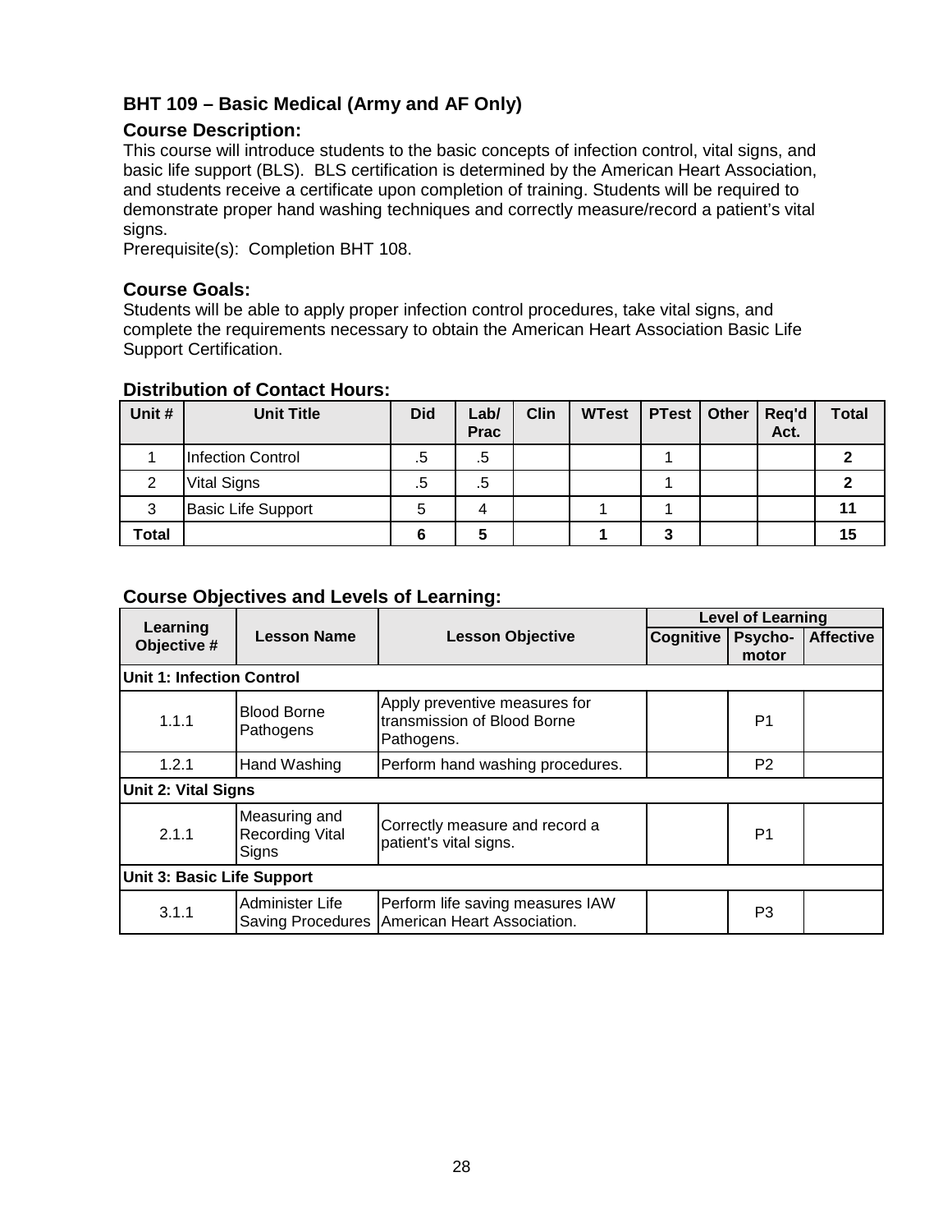## BHT 109 – Basic Medical (Army and AF Only)

### Course Description:

This course will introduce students to the basic concepts of infection control, vital signs, and basic life support (BLS). BLS certification is determined by the American Heart Association, and students receive a certificate upon completion of training. Students will be required to demonstrate proper hand washing techniques and correctly measure/record a patient's vital signs.

Prerequisite(s): Completion BHT 108.

### Course Goals:

Students will be able to apply proper infection control procedures, take vital signs, and complete the requirements necessary to obtain the American Heart Association Basic Life Support Certification.

### Distribution of Contact Hours:

| Unit # | Unit Title | Did | Lab/ Prac | Clin | WTest | PTest | Other | Req'd Act. | Total |
|---|---|---|---|---|---|---|---|---|---|
| 1 | Infection Control | .5 | .5 | | | 1 | | | **2** |
| 2 | Vital Signs | .5 | .5 | | | 1 | | | **2** |
| 3 | Basic Life Support | 5 | 4 | | 1 | 1 | | | **11** |
| **Total** | | **6** | **5** | | **1** | **3** | | | **15** |

### Course Objectives and Levels of Learning:

| Learning Objective # | Lesson Name | Lesson Objective | Level of Learning | | |
|---|---|---|---|---|---|
| | | | Cognitive | Psycho-motor | Affective |
| **Unit 1: Infection Control** | | | | | |
| 1.1.1 | Blood Borne Pathogens | Apply preventive measures for transmission of Blood Borne Pathogens. | | P1 | |
| 1.2.1 | Hand Washing | Perform hand washing procedures. | | P2 | |
| **Unit 2: Vital Signs** | | | | | |
| 2.1.1 | Measuring and Recording Vital Signs | Correctly measure and record a patient's vital signs. | | P1 | |
| **Unit 3: Basic Life Support** | | | | | |
| 3.1.1 | Administer Life Saving Procedures | Perform life saving measures IAW American Heart Association. | | P3 | |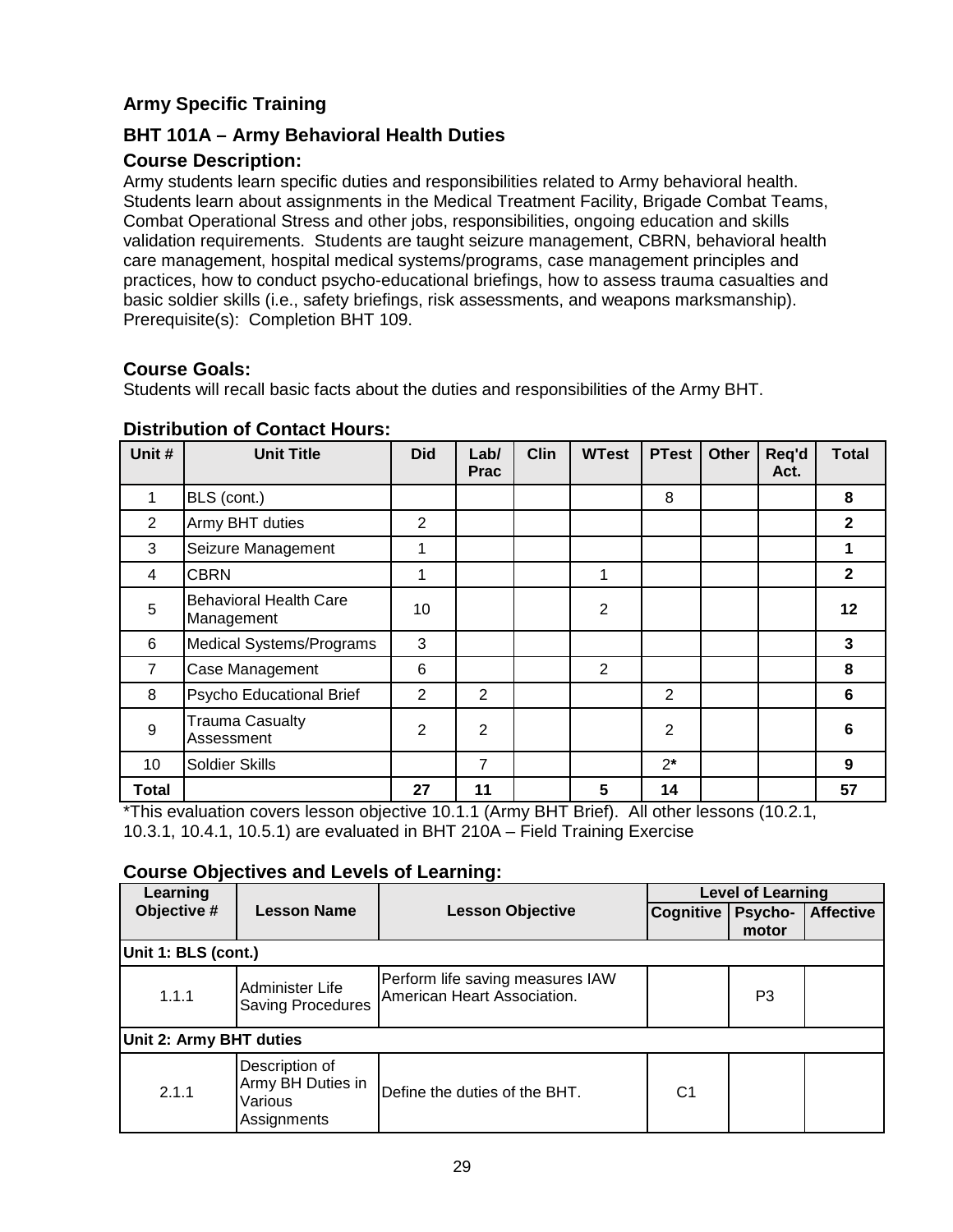## Army Specific Training

### BHT 101A – Army Behavioral Health Duties

### Course Description:

Army students learn specific duties and responsibilities related to Army behavioral health. Students learn about assignments in the Medical Treatment Facility, Brigade Combat Teams, Combat Operational Stress and other jobs, responsibilities, ongoing education and skills validation requirements. Students are taught seizure management, CBRN, behavioral health care management, hospital medical systems/programs, case management principles and practices, how to conduct psycho-educational briefings, how to assess trauma casualties and basic soldier skills (i.e., safety briefings, risk assessments, and weapons marksmanship). Prerequisite(s): Completion BHT 109.

### Course Goals:

Students will recall basic facts about the duties and responsibilities of the Army BHT.

### Distribution of Contact Hours:

| Unit # | Unit Title | Did | Lab/ Prac | Clin | WTest | PTest | Other | Req'd Act. | Total |
|---|---|---|---|---|---|---|---|---|---|
| 1 | BLS (cont.) | | | | | 8 | | | **8** |
| 2 | Army BHT duties | 2 | | | | | | | **2** |
| 3 | Seizure Management | 1 | | | | | | | **1** |
| 4 | CBRN | 1 | | | 1 | | | | **2** |
| 5 | Behavioral Health Care Management | 10 | | | 2 | | | | **12** |
| 6 | Medical Systems/Programs | 3 | | | | | | | **3** |
| 7 | Case Management | 6 | | | 2 | | | | **8** |
| 8 | Psycho Educational Brief | 2 | 2 | | | 2 | | | **6** |
| 9 | Trauma Casualty Assessment | 2 | 2 | | | 2 | | | **6** |
| 10 | Soldier Skills | | 7 | | | 2* | | | **9** |
| **Total** | | **27** | **11** | | **5** | **14** | | | **57** |

*This evaluation covers lesson objective 10.1.1 (Army BHT Brief). All other lessons (10.2.1, 10.3.1, 10.4.1, 10.5.1) are evaluated in BHT 210A – Field Training Exercise

### Course Objectives and Levels of Learning:

| Learning Objective # | Lesson Name | Lesson Objective | Level of Learning | | |
|---|---|---|---|---|---|
| | | | Cognitive | Psycho-motor | Affective |
| **Unit 1: BLS (cont.)** | | | | | |
| 1.1.1 | Administer Life Saving Procedures | Perform life saving measures IAW American Heart Association. | | P3 | |
| **Unit 2: Army BHT duties** | | | | | |
| 2.1.1 | Description of Army BH Duties in Various Assignments | Define the duties of the BHT. | C1 | | |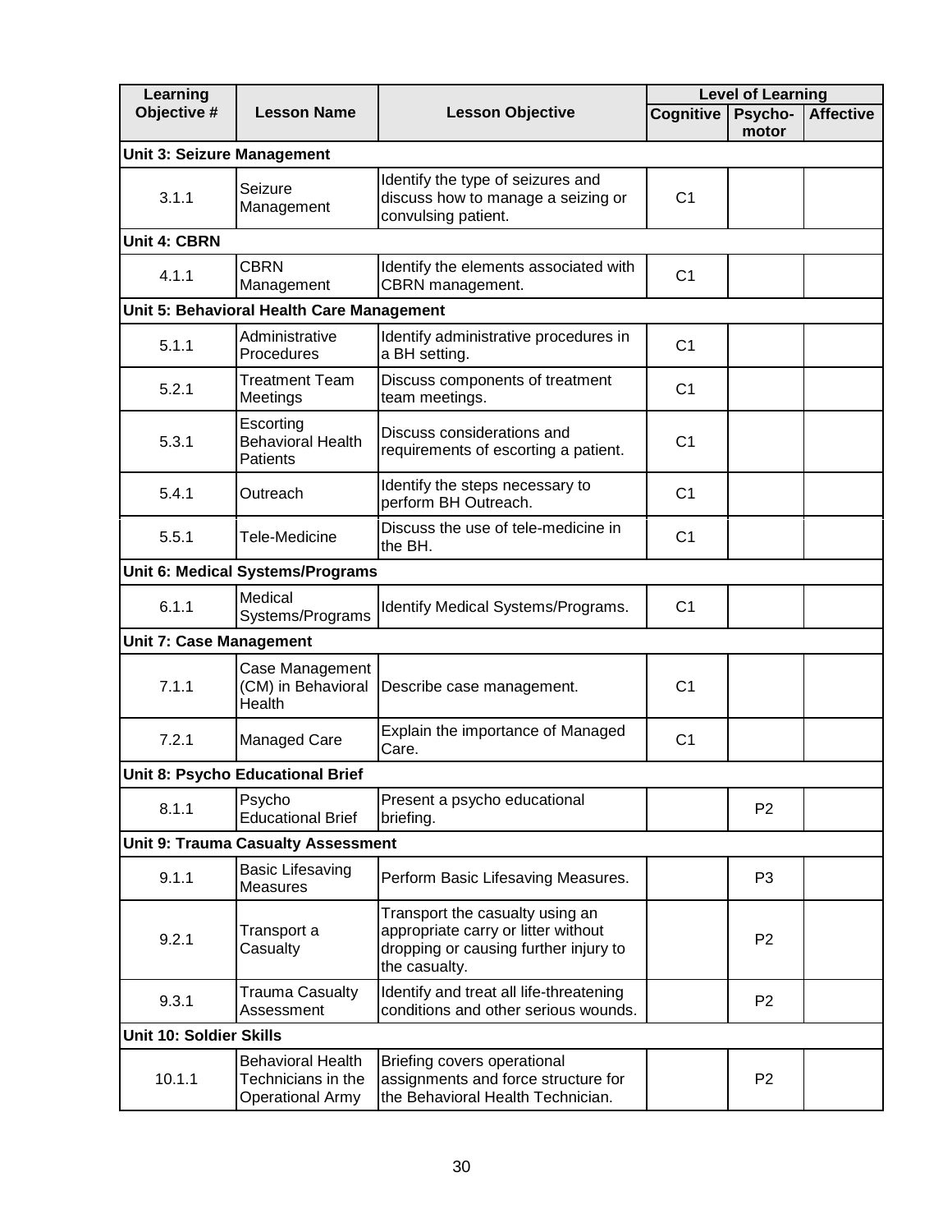| Learning Objective # | Lesson Name | Lesson Objective | Level of Learning | | |
|---|---|---|---|---|---|
| | | | Cognitive | Psycho-motor | Affective |
| **Unit 3: Seizure Management** | | | | | |
| 3.1.1 | Seizure Management | Identify the type of seizures and discuss how to manage a seizing or convulsing patient. | C1 | | |
| **Unit 4: CBRN** | | | | | |
| 4.1.1 | CBRN Management | Identify the elements associated with CBRN management. | C1 | | |
| **Unit 5: Behavioral Health Care Management** | | | | | |
| 5.1.1 | Administrative Procedures | Identify administrative procedures in a BH setting. | C1 | | |
| 5.2.1 | Treatment Team Meetings | Discuss components of treatment team meetings. | C1 | | |
| 5.3.1 | Escorting Behavioral Health Patients | Discuss considerations and requirements of escorting a patient. | C1 | | |
| 5.4.1 | Outreach | Identify the steps necessary to perform BH Outreach. | C1 | | |
| 5.5.1 | Tele-Medicine | Discuss the use of tele-medicine in the BH. | C1 | | |
| **Unit 6: Medical Systems/Programs** | | | | | |
| 6.1.1 | Medical Systems/Programs | Identify Medical Systems/Programs. | C1 | | |
| **Unit 7: Case Management** | | | | | |
| 7.1.1 | Case Management (CM) in Behavioral Health | Describe case management. | C1 | | |
| 7.2.1 | Managed Care | Explain the importance of Managed Care. | C1 | | |
| **Unit 8: Psycho Educational Brief** | | | | | |
| 8.1.1 | Psycho Educational Brief | Present a psycho educational briefing. | | P2 | |
| **Unit 9: Trauma Casualty Assessment** | | | | | |
| 9.1.1 | Basic Lifesaving Measures | Perform Basic Lifesaving Measures. | | P3 | |
| 9.2.1 | Transport a Casualty | Transport the casualty using an appropriate carry or litter without dropping or causing further injury to the casualty. | | P2 | |
| 9.3.1 | Trauma Casualty Assessment | Identify and treat all life-threatening conditions and other serious wounds. | | P2 | |
| **Unit 10: Soldier Skills** | | | | | |
| 10.1.1 | Behavioral Health Technicians in the Operational Army | Briefing covers operational assignments and force structure for the Behavioral Health Technician. | | P2 | |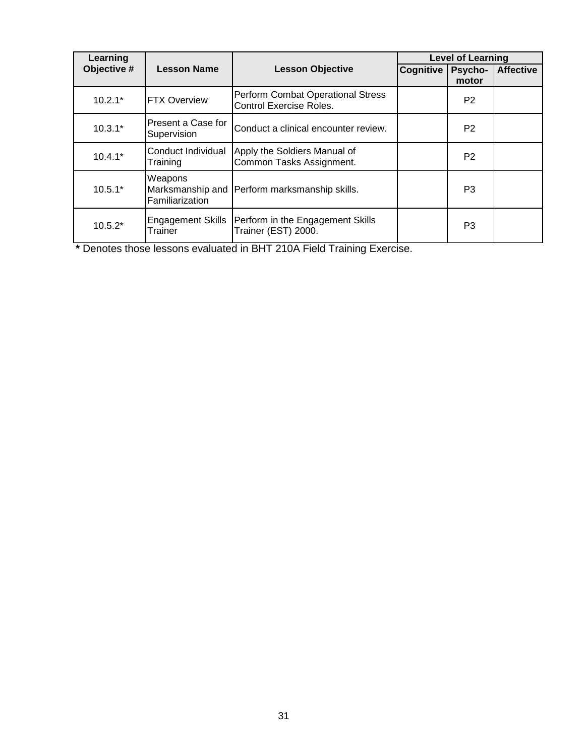| Learning Objective # | Lesson Name | Lesson Objective | Level of Learning | | |
|---|---|---|---|---|---|
| | | | Cognitive | Psycho-motor | Affective |
| 10.2.1* | FTX Overview | Perform Combat Operational Stress Control Exercise Roles. | | P2 | |
| 10.3.1* | Present a Case for Supervision | Conduct a clinical encounter review. | | P2 | |
| 10.4.1* | Conduct Individual Training | Apply the Soldiers Manual of Common Tasks Assignment. | | P2 | |
| 10.5.1* | Weapons Marksmanship and Familiarization | Perform marksmanship skills. | | P3 | |
| 10.5.2* | Engagement Skills Trainer | Perform in the Engagement Skills Trainer (EST) 2000. | | P3 | |

**\*** Denotes those lessons evaluated in BHT 210A Field Training Exercise.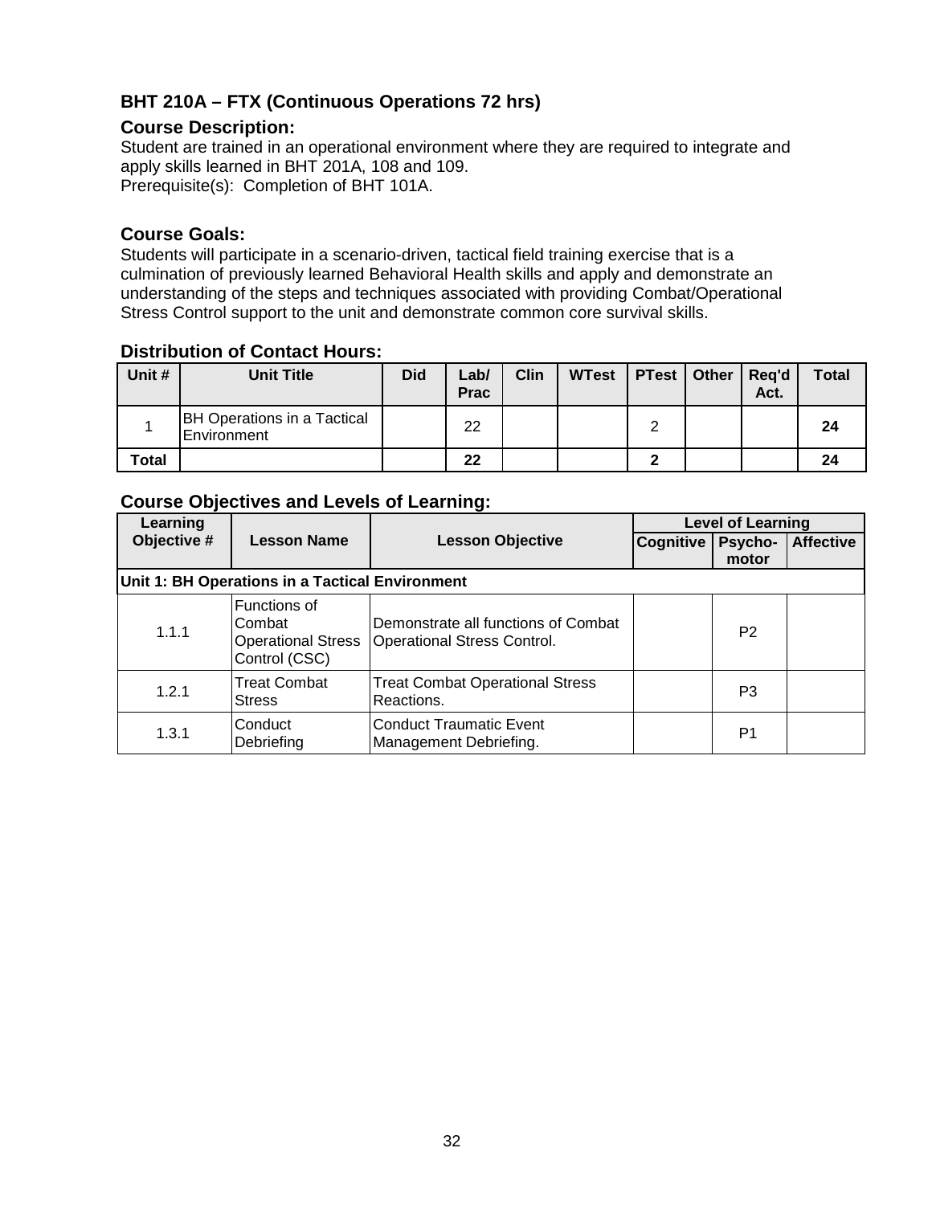## BHT 210A – FTX (Continuous Operations 72 hrs)

### Course Description:

Student are trained in an operational environment where they are required to integrate and apply skills learned in BHT 201A, 108 and 109.
Prerequisite(s): Completion of BHT 101A.

### Course Goals:

Students will participate in a scenario-driven, tactical field training exercise that is a culmination of previously learned Behavioral Health skills and apply and demonstrate an understanding of the steps and techniques associated with providing Combat/Operational Stress Control support to the unit and demonstrate common core survival skills.

### Distribution of Contact Hours:

| Unit # | Unit Title | Did | Lab/ Prac | Clin | WTest | PTest | Other | Req'd Act. | Total |
|---|---|---|---|---|---|---|---|---|---|
| 1 | BH Operations in a Tactical Environment | | 22 | | | 2 | | | **24** |
| **Total** | | | **22** | | | **2** | | | **24** |

### Course Objectives and Levels of Learning:

| Learning Objective # | Lesson Name | Lesson Objective | Level of Learning | | |
|---|---|---|---|---|---|
| | | | Cognitive | Psycho-motor | Affective |
| **Unit 1: BH Operations in a Tactical Environment** | | | | | |
| 1.1.1 | Functions of Combat Operational Stress Control (CSC) | Demonstrate all functions of Combat Operational Stress Control. | | P2 | |
| 1.2.1 | Treat Combat Stress | Treat Combat Operational Stress Reactions. | | P3 | |
| 1.3.1 | Conduct Debriefing | Conduct Traumatic Event Management Debriefing. | | P1 | |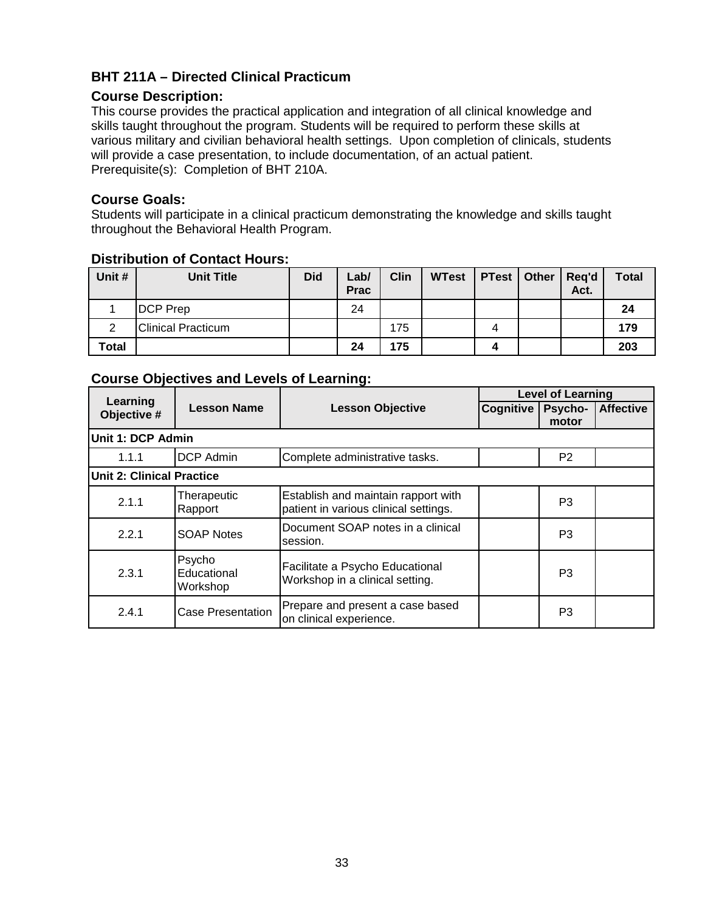## BHT 211A – Directed Clinical Practicum

### Course Description:

This course provides the practical application and integration of all clinical knowledge and skills taught throughout the program. Students will be required to perform these skills at various military and civilian behavioral health settings. Upon completion of clinicals, students will provide a case presentation, to include documentation, of an actual patient.
Prerequisite(s): Completion of BHT 210A.

### Course Goals:

Students will participate in a clinical practicum demonstrating the knowledge and skills taught throughout the Behavioral Health Program.

### Distribution of Contact Hours:

| Unit # | Unit Title | Did | Lab/ Prac | Clin | WTest | PTest | Other | Req'd Act. | Total |
|---|---|---|---|---|---|---|---|---|---|
| 1 | DCP Prep | | 24 | | | | | | **24** |
| 2 | Clinical Practicum | | | 175 | | 4 | | | **179** |
| **Total** | | | **24** | **175** | | **4** | | | **203** |

### Course Objectives and Levels of Learning:

| Learning Objective # | Lesson Name | Lesson Objective | Level of Learning | | |
|---|---|---|---|---|---|
| | | | Cognitive | Psycho-motor | Affective |
| **Unit 1: DCP Admin** | | | | | |
| 1.1.1 | DCP Admin | Complete administrative tasks. | | P2 | |
| **Unit 2: Clinical Practice** | | | | | |
| 2.1.1 | Therapeutic Rapport | Establish and maintain rapport with patient in various clinical settings. | | P3 | |
| 2.2.1 | SOAP Notes | Document SOAP notes in a clinical session. | | P3 | |
| 2.3.1 | Psycho Educational Workshop | Facilitate a Psycho Educational Workshop in a clinical setting. | | P3 | |
| 2.4.1 | Case Presentation | Prepare and present a case based on clinical experience. | | P3 | |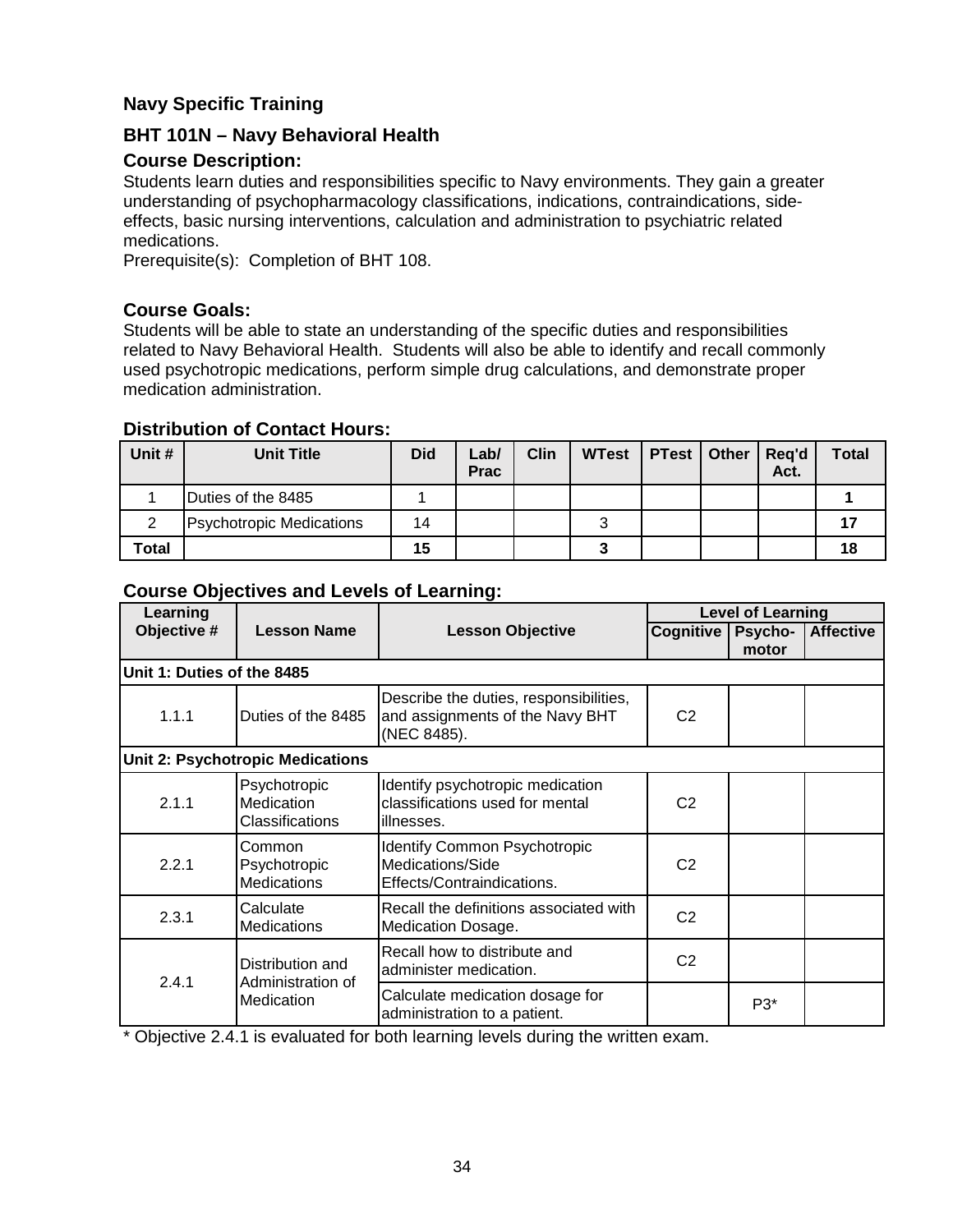## Navy Specific Training

### BHT 101N – Navy Behavioral Health

### Course Description:

Students learn duties and responsibilities specific to Navy environments. They gain a greater understanding of psychopharmacology classifications, indications, contraindications, side-effects, basic nursing interventions, calculation and administration to psychiatric related medications.

Prerequisite(s): Completion of BHT 108.

### Course Goals:

Students will be able to state an understanding of the specific duties and responsibilities related to Navy Behavioral Health. Students will also be able to identify and recall commonly used psychotropic medications, perform simple drug calculations, and demonstrate proper medication administration.

### Distribution of Contact Hours:

| Unit # | Unit Title | Did | Lab/ Prac | Clin | WTest | PTest | Other | Req'd Act. | Total |
|---|---|---|---|---|---|---|---|---|---|
| 1 | Duties of the 8485 | 1 | | | | | | | **1** |
| 2 | Psychotropic Medications | 14 | | | 3 | | | | **17** |
| **Total** | | **15** | | | **3** | | | | **18** |

### Course Objectives and Levels of Learning:

| Learning Objective # | Lesson Name | Lesson Objective | Level of Learning | | |
|---|---|---|---|---|---|
| | | | Cognitive | Psycho-motor | Affective |
| **Unit 1: Duties of the 8485** | | | | | |
| 1.1.1 | Duties of the 8485 | Describe the duties, responsibilities, and assignments of the Navy BHT (NEC 8485). | C2 | | |
| **Unit 2: Psychotropic Medications** | | | | | |
| 2.1.1 | Psychotropic Medication Classifications | Identify psychotropic medication classifications used for mental illnesses. | C2 | | |
| 2.2.1 | Common Psychotropic Medications | Identify Common Psychotropic Medications/Side Effects/Contraindications. | C2 | | |
| 2.3.1 | Calculate Medications | Recall the definitions associated with Medication Dosage. | C2 | | |
| 2.4.1 | Distribution and Administration of Medication | Recall how to distribute and administer medication. | C2 | | |
| | | Calculate medication dosage for administration to a patient. | | P3* | |

* Objective 2.4.1 is evaluated for both learning levels during the written exam.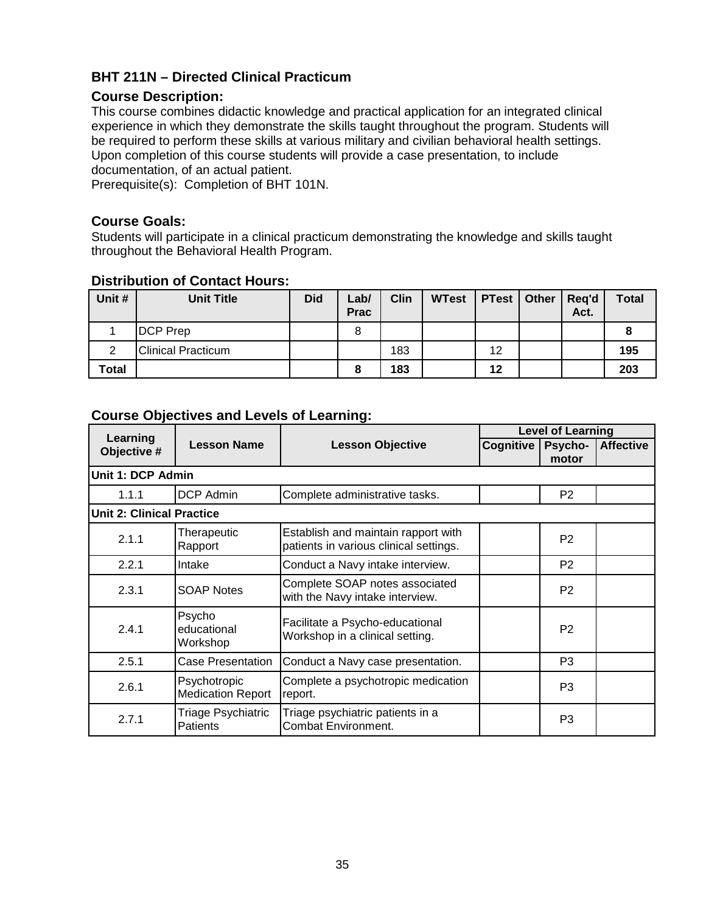## BHT 211N – Directed Clinical Practicum

### Course Description:

This course combines didactic knowledge and practical application for an integrated clinical experience in which they demonstrate the skills taught throughout the program. Students will be required to perform these skills at various military and civilian behavioral health settings. Upon completion of this course students will provide a case presentation, to include documentation, of an actual patient.
Prerequisite(s): Completion of BHT 101N.

### Course Goals:

Students will participate in a clinical practicum demonstrating the knowledge and skills taught throughout the Behavioral Health Program.

### Distribution of Contact Hours:

| Unit # | Unit Title | Did | Lab/ Prac | Clin | WTest | PTest | Other | Req'd Act. | Total |
|---|---|---|---|---|---|---|---|---|---|
| 1 | DCP Prep | | 8 | | | | | | **8** |
| 2 | Clinical Practicum | | | 183 | | 12 | | | **195** |
| **Total** | | | **8** | **183** | | **12** | | | **203** |

### Course Objectives and Levels of Learning:

| Learning Objective # | Lesson Name | Lesson Objective | Level of Learning | | |
|---|---|---|---|---|---|
| | | | Cognitive | Psycho-motor | Affective |
| **Unit 1: DCP Admin** | | | | | |
| 1.1.1 | DCP Admin | Complete administrative tasks. | | P2 | |
| **Unit 2: Clinical Practice** | | | | | |
| 2.1.1 | Therapeutic Rapport | Establish and maintain rapport with patients in various clinical settings. | | P2 | |
| 2.2.1 | Intake | Conduct a Navy intake interview. | | P2 | |
| 2.3.1 | SOAP Notes | Complete SOAP notes associated with the Navy intake interview. | | P2 | |
| 2.4.1 | Psycho educational Workshop | Facilitate a Psycho-educational Workshop in a clinical setting. | | P2 | |
| 2.5.1 | Case Presentation | Conduct a Navy case presentation. | | P3 | |
| 2.6.1 | Psychotropic Medication Report | Complete a psychotropic medication report. | | P3 | |
| 2.7.1 | Triage Psychiatric Patients | Triage psychiatric patients in a Combat Environment. | | P3 | |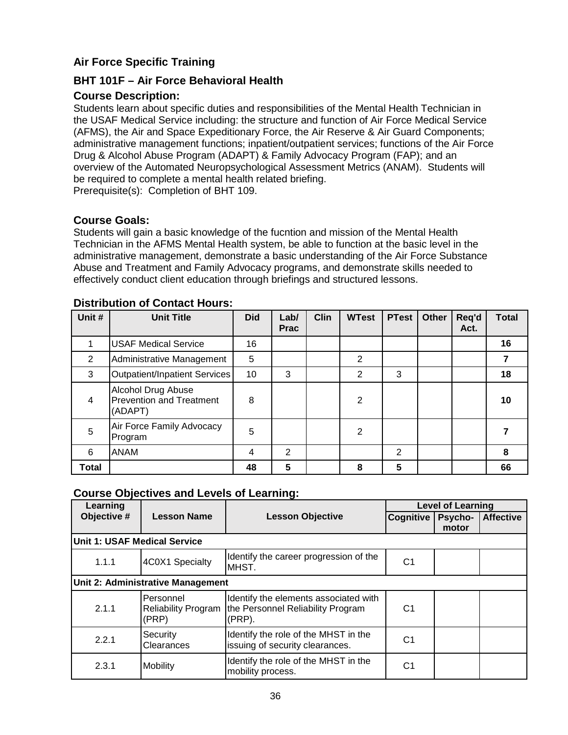## Air Force Specific Training

### BHT 101F – Air Force Behavioral Health

### Course Description:

Students learn about specific duties and responsibilities of the Mental Health Technician in the USAF Medical Service including: the structure and function of Air Force Medical Service (AFMS), the Air and Space Expeditionary Force, the Air Reserve & Air Guard Components; administrative management functions; inpatient/outpatient services; functions of the Air Force Drug & Alcohol Abuse Program (ADAPT) & Family Advocacy Program (FAP); and an overview of the Automated Neuropsychological Assessment Metrics (ANAM). Students will be required to complete a mental health related briefing.
Prerequisite(s): Completion of BHT 109.

### Course Goals:

Students will gain a basic knowledge of the fucntion and mission of the Mental Health Technician in the AFMS Mental Health system, be able to function at the basic level in the administrative management, demonstrate a basic understanding of the Air Force Substance Abuse and Treatment and Family Advocacy programs, and demonstrate skills needed to effectively conduct client education through briefings and structured lessons.

### Distribution of Contact Hours:

| Unit # | Unit Title | Did | Lab/ Prac | Clin | WTest | PTest | Other | Req'd Act. | Total |
|---|---|---|---|---|---|---|---|---|---|
| 1 | USAF Medical Service | 16 | | | | | | | **16** |
| 2 | Administrative Management | 5 | | | 2 | | | | **7** |
| 3 | Outpatient/Inpatient Services | 10 | 3 | | 2 | 3 | | | **18** |
| 4 | Alcohol Drug Abuse Prevention and Treatment (ADAPT) | 8 | | | 2 | | | | **10** |
| 5 | Air Force Family Advocacy Program | 5 | | | 2 | | | | **7** |
| 6 | ANAM | 4 | 2 | | | 2 | | | **8** |
| **Total** | | **48** | **5** | | **8** | **5** | | | **66** |

### Course Objectives and Levels of Learning:

| Learning Objective # | Lesson Name | Lesson Objective | Level of Learning | | |
|---|---|---|---|---|---|
| | | | Cognitive | Psycho-motor | Affective |
| **Unit 1: USAF Medical Service** | | | | | |
| 1.1.1 | 4C0X1 Specialty | Identify the career progression of the MHST. | C1 | | |
| **Unit 2: Administrative Management** | | | | | |
| 2.1.1 | Personnel Reliability Program (PRP) | Identify the elements associated with the Personnel Reliability Program (PRP). | C1 | | |
| 2.2.1 | Security Clearances | Identify the role of the MHST in the issuing of security clearances. | C1 | | |
| 2.3.1 | Mobility | Identify the role of the MHST in the mobility process. | C1 | | |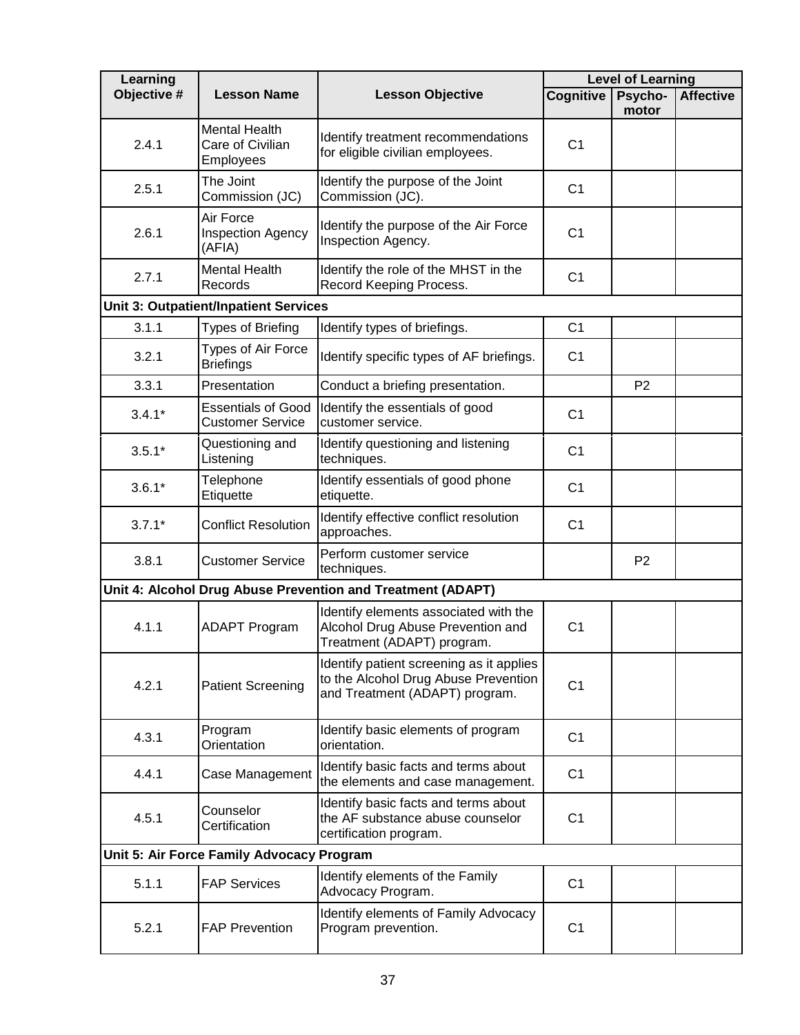| Learning Objective # | Lesson Name | Lesson Objective | Level of Learning | | |
|---|---|---|---|---|---|
| | | | Cognitive | Psycho-motor | Affective |
| 2.4.1 | Mental Health Care of Civilian Employees | Identify treatment recommendations for eligible civilian employees. | C1 | | |
| 2.5.1 | The Joint Commission (JC) | Identify the purpose of the Joint Commission (JC). | C1 | | |
| 2.6.1 | Air Force Inspection Agency (AFIA) | Identify the purpose of the Air Force Inspection Agency. | C1 | | |
| 2.7.1 | Mental Health Records | Identify the role of the MHST in the Record Keeping Process. | C1 | | |
| **Unit 3: Outpatient/Inpatient Services** | | | | | |
| 3.1.1 | Types of Briefing | Identify types of briefings. | C1 | | |
| 3.2.1 | Types of Air Force Briefings | Identify specific types of AF briefings. | C1 | | |
| 3.3.1 | Presentation | Conduct a briefing presentation. | | P2 | |
| 3.4.1* | Essentials of Good Customer Service | Identify the essentials of good customer service. | C1 | | |
| 3.5.1* | Questioning and Listening | Identify questioning and listening techniques. | C1 | | |
| 3.6.1* | Telephone Etiquette | Identify essentials of good phone etiquette. | C1 | | |
| 3.7.1* | Conflict Resolution | Identify effective conflict resolution approaches. | C1 | | |
| 3.8.1 | Customer Service | Perform customer service techniques. | | P2 | |
| **Unit 4: Alcohol Drug Abuse Prevention and Treatment (ADAPT)** | | | | | |
| 4.1.1 | ADAPT Program | Identify elements associated with the Alcohol Drug Abuse Prevention and Treatment (ADAPT) program. | C1 | | |
| 4.2.1 | Patient Screening | Identify patient screening as it applies to the Alcohol Drug Abuse Prevention and Treatment (ADAPT) program. | C1 | | |
| 4.3.1 | Program Orientation | Identify basic elements of program orientation. | C1 | | |
| 4.4.1 | Case Management | Identify basic facts and terms about the elements and case management. | C1 | | |
| 4.5.1 | Counselor Certification | Identify basic facts and terms about the AF substance abuse counselor certification program. | C1 | | |
| **Unit 5: Air Force Family Advocacy Program** | | | | | |
| 5.1.1 | FAP Services | Identify elements of the Family Advocacy Program. | C1 | | |
| 5.2.1 | FAP Prevention | Identify elements of Family Advocacy Program prevention. | C1 | | |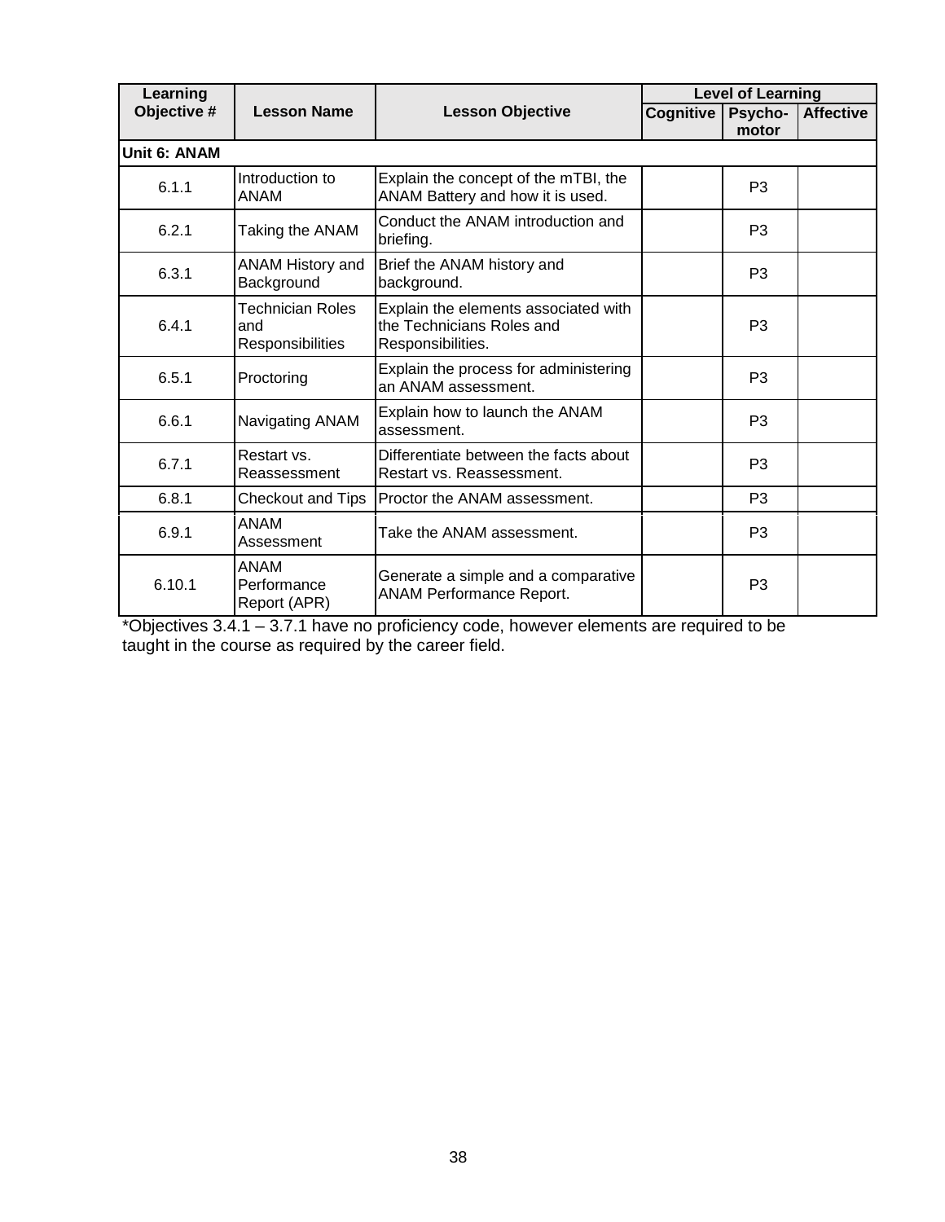| Learning Objective # | Lesson Name | Lesson Objective | Level of Learning | | |
|---|---|---|---|---|---|
| | | | Cognitive | Psycho-motor | Affective |
| **Unit 6: ANAM** | | | | | |
| 6.1.1 | Introduction to ANAM | Explain the concept of the mTBI, the ANAM Battery and how it is used. | | P3 | |
| 6.2.1 | Taking the ANAM | Conduct the ANAM introduction and briefing. | | P3 | |
| 6.3.1 | ANAM History and Background | Brief the ANAM history and background. | | P3 | |
| 6.4.1 | Technician Roles and Responsibilities | Explain the elements associated with the Technicians Roles and Responsibilities. | | P3 | |
| 6.5.1 | Proctoring | Explain the process for administering an ANAM assessment. | | P3 | |
| 6.6.1 | Navigating ANAM | Explain how to launch the ANAM assessment. | | P3 | |
| 6.7.1 | Restart vs. Reassessment | Differentiate between the facts about Restart vs. Reassessment. | | P3 | |
| 6.8.1 | Checkout and Tips | Proctor the ANAM assessment. | | P3 | |
| 6.9.1 | ANAM Assessment | Take the ANAM assessment. | | P3 | |
| 6.10.1 | ANAM Performance Report (APR) | Generate a simple and a comparative ANAM Performance Report. | | P3 | |

*Objectives 3.4.1 – 3.7.1 have no proficiency code, however elements are required to be taught in the course as required by the career field.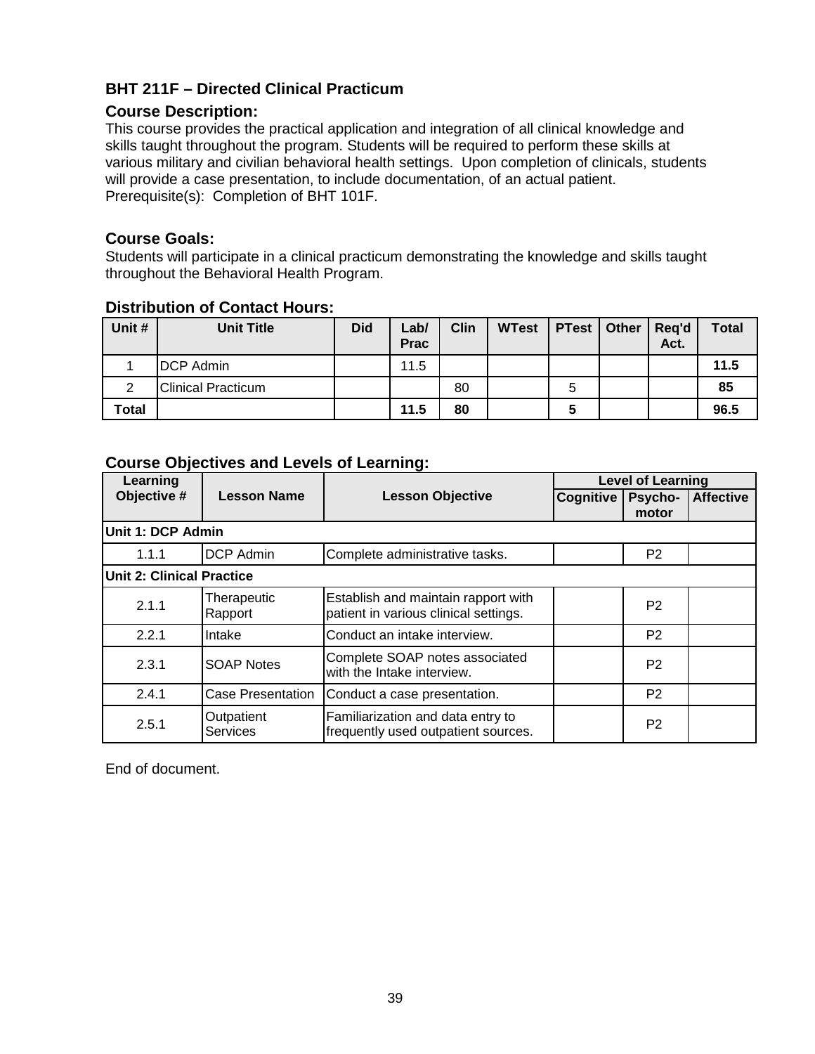## BHT 211F – Directed Clinical Practicum

### Course Description:

This course provides the practical application and integration of all clinical knowledge and skills taught throughout the program. Students will be required to perform these skills at various military and civilian behavioral health settings. Upon completion of clinicals, students will provide a case presentation, to include documentation, of an actual patient.
Prerequisite(s): Completion of BHT 101F.

### Course Goals:

Students will participate in a clinical practicum demonstrating the knowledge and skills taught throughout the Behavioral Health Program.

### Distribution of Contact Hours:

| Unit # | Unit Title | Did | Lab/ Prac | Clin | WTest | PTest | Other | Req'd Act. | Total |
|---|---|---|---|---|---|---|---|---|---|
| 1 | DCP Admin | | 11.5 | | | | | | **11.5** |
| 2 | Clinical Practicum | | | 80 | | 5 | | | **85** |
| **Total** | | | **11.5** | **80** | | **5** | | | **96.5** |

### Course Objectives and Levels of Learning:

| Learning Objective # | Lesson Name | Lesson Objective | Level of Learning | | |
|---|---|---|---|---|---|
| | | | Cognitive | Psycho-motor | Affective |
| **Unit 1: DCP Admin** | | | | | |
| 1.1.1 | DCP Admin | Complete administrative tasks. | | P2 | |
| **Unit 2: Clinical Practice** | | | | | |
| 2.1.1 | Therapeutic Rapport | Establish and maintain rapport with patient in various clinical settings. | | P2 | |
| 2.2.1 | Intake | Conduct an intake interview. | | P2 | |
| 2.3.1 | SOAP Notes | Complete SOAP notes associated with the Intake interview. | | P2 | |
| 2.4.1 | Case Presentation | Conduct a case presentation. | | P2 | |
| 2.5.1 | Outpatient Services | Familiarization and data entry to frequently used outpatient sources. | | P2 | |

End of document.